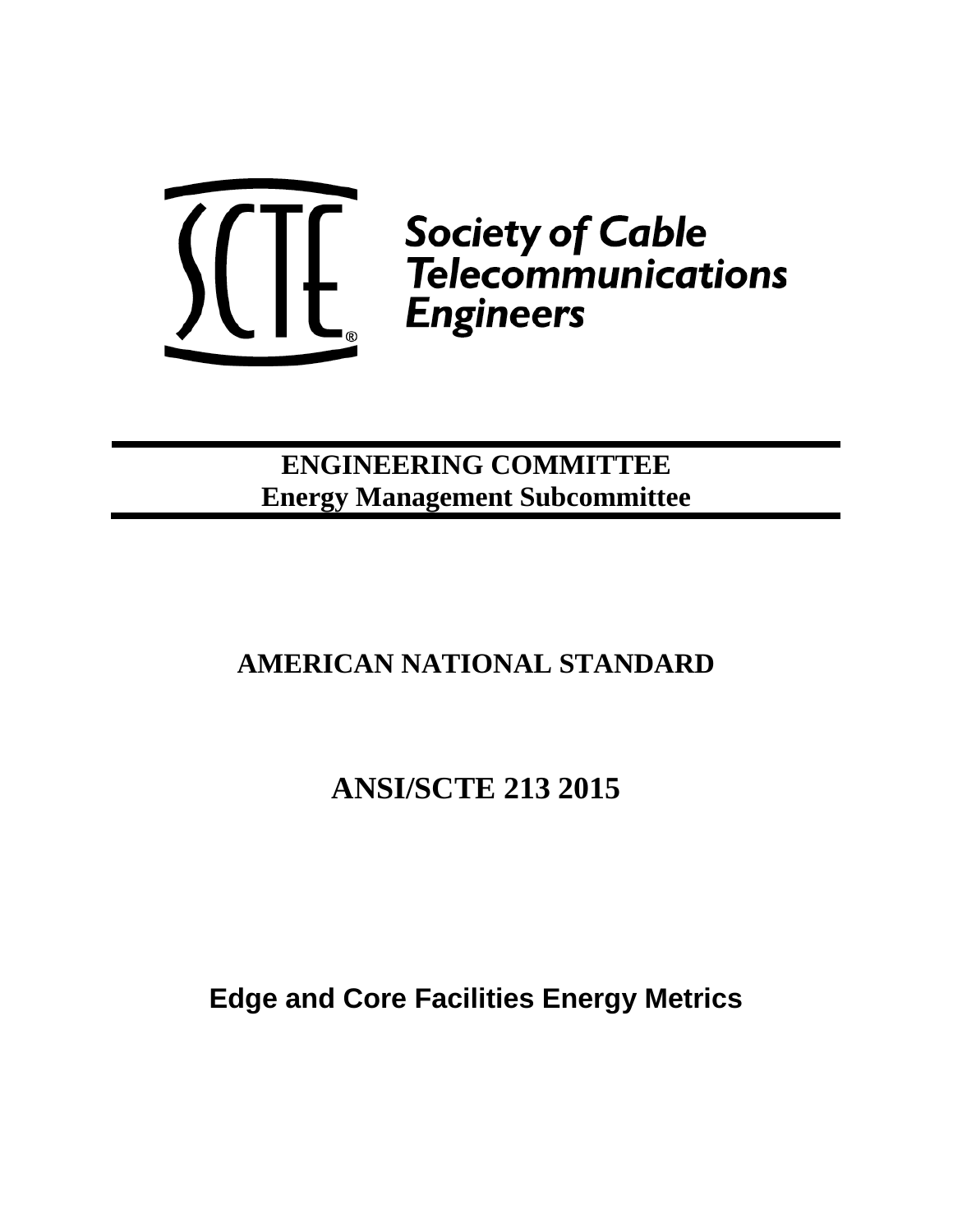Society of Cable Telecommunications Engineers

**ENGINEERING COMMITTEE**
**Energy Management Subcommittee**

## AMERICAN NATIONAL STANDARD

# ANSI/SCTE 213 2015

## Edge and Core Facilities Energy Metrics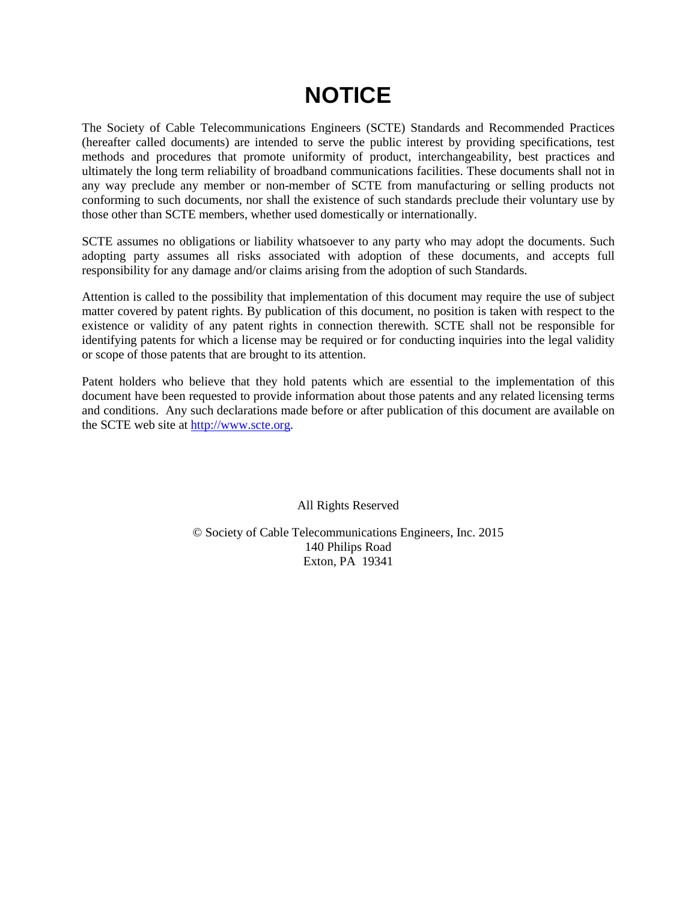# NOTICE

The Society of Cable Telecommunications Engineers (SCTE) Standards and Recommended Practices (hereafter called documents) are intended to serve the public interest by providing specifications, test methods and procedures that promote uniformity of product, interchangeability, best practices and ultimately the long term reliability of broadband communications facilities. These documents shall not in any way preclude any member or non-member of SCTE from manufacturing or selling products not conforming to such documents, nor shall the existence of such standards preclude their voluntary use by those other than SCTE members, whether used domestically or internationally.

SCTE assumes no obligations or liability whatsoever to any party who may adopt the documents. Such adopting party assumes all risks associated with adoption of these documents, and accepts full responsibility for any damage and/or claims arising from the adoption of such Standards.

Attention is called to the possibility that implementation of this document may require the use of subject matter covered by patent rights. By publication of this document, no position is taken with respect to the existence or validity of any patent rights in connection therewith. SCTE shall not be responsible for identifying patents for which a license may be required or for conducting inquiries into the legal validity or scope of those patents that are brought to its attention.

Patent holders who believe that they hold patents which are essential to the implementation of this document have been requested to provide information about those patents and any related licensing terms and conditions. Any such declarations made before or after publication of this document are available on the SCTE web site at [http://www.scte.org](http://www.scte.org).

All Rights Reserved

© Society of Cable Telecommunications Engineers, Inc. 2015
140 Philips Road
Exton, PA 19341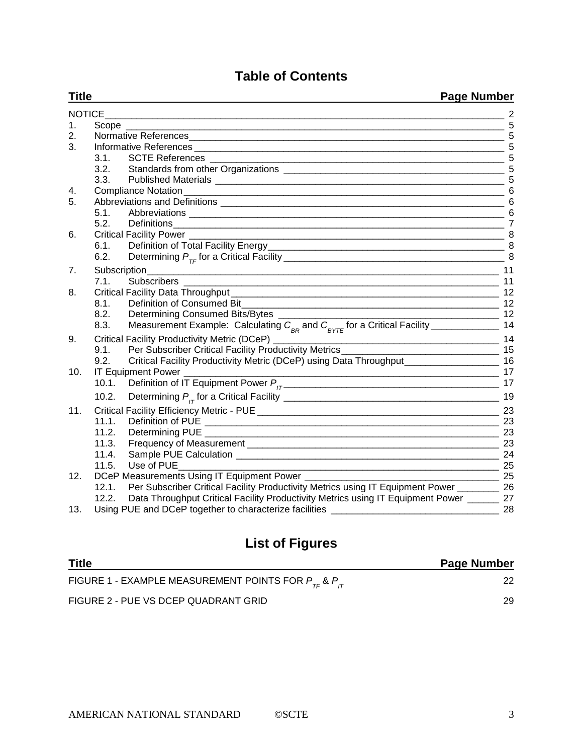# Table of Contents

| Title | Page Number |
|---|---|
| NOTICE | 2 |
| 1. Scope | 5 |
| 2. Normative References | 5 |
| 3. Informative References | 5 |
| 3.1. SCTE References | 5 |
| 3.2. Standards from other Organizations | 5 |
| 3.3. Published Materials | 5 |
| 4. Compliance Notation | 6 |
| 5. Abbreviations and Definitions | 6 |
| 5.1. Abbreviations | 6 |
| 5.2. Definitions | 7 |
| 6. Critical Facility Power | 8 |
| 6.1. Definition of Total Facility Energy | 8 |
| 6.2. Determining $P_{TF}$ for a Critical Facility | 8 |
| 7. Subscription | 11 |
| 7.1. Subscribers | 11 |
| 8. Critical Facility Data Throughput | 12 |
| 8.1. Definition of Consumed Bit | 12 |
| 8.2. Determining Consumed Bits/Bytes | 12 |
| 8.3. Measurement Example: Calculating $C_{BR}$ and $C_{BYTE}$ for a Critical Facility | 14 |
| 9. Critical Facility Productivity Metric (DCeP) | 14 |
| 9.1. Per Subscriber Critical Facility Productivity Metrics | 15 |
| 9.2. Critical Facility Productivity Metric (DCeP) using Data Throughput | 16 |
| 10. IT Equipment Power | 17 |
| 10.1. Definition of IT Equipment Power $P_{IT}$ | 17 |
| 10.2. Determining $P_{IT}$ for a Critical Facility | 19 |
| 11. Critical Facility Efficiency Metric - PUE | 23 |
| 11.1. Definition of PUE | 23 |
| 11.2. Determining PUE | 23 |
| 11.3. Frequency of Measurement | 23 |
| 11.4. Sample PUE Calculation | 24 |
| 11.5. Use of PUE | 25 |
| 12. DCeP Measurements Using IT Equipment Power | 25 |
| 12.1. Per Subscriber Critical Facility Productivity Metrics using IT Equipment Power | 26 |
| 12.2. Data Throughput Critical Facility Productivity Metrics using IT Equipment Power | 27 |
| 13. Using PUE and DCeP together to characterize facilities | 28 |

# List of Figures

| Title | Page Number |
|---|---|
| FIGURE 1 - EXAMPLE MEASUREMENT POINTS FOR $P_{TF}$ & $P_{IT}$ | 22 |
| FIGURE 2 - PUE VS DCEP QUADRANT GRID | 29 |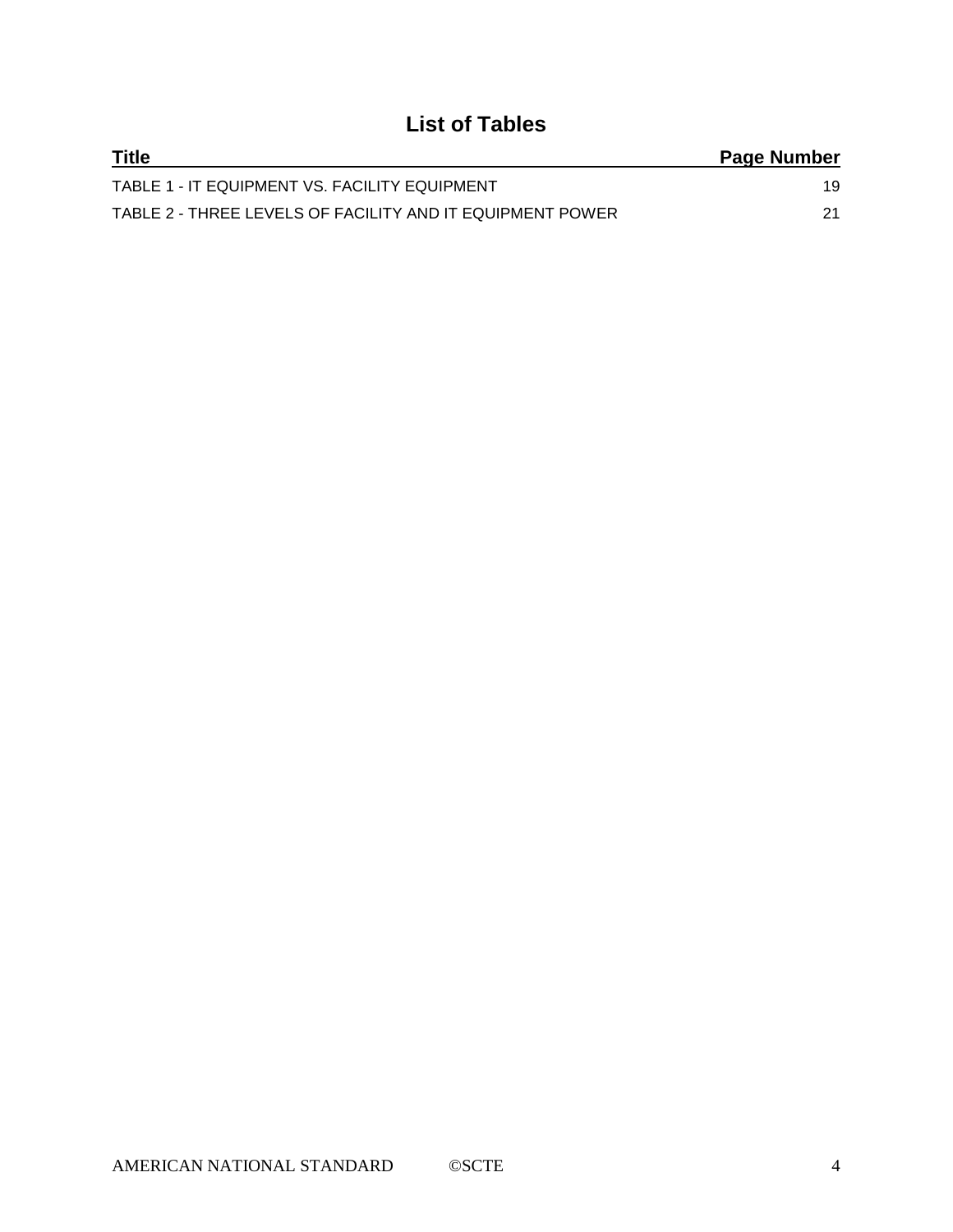## List of Tables

| Title | Page Number |
|---|---|
| TABLE 1 - IT EQUIPMENT VS. FACILITY EQUIPMENT | 19 |
| TABLE 2 - THREE LEVELS OF FACILITY AND IT EQUIPMENT POWER | 21 |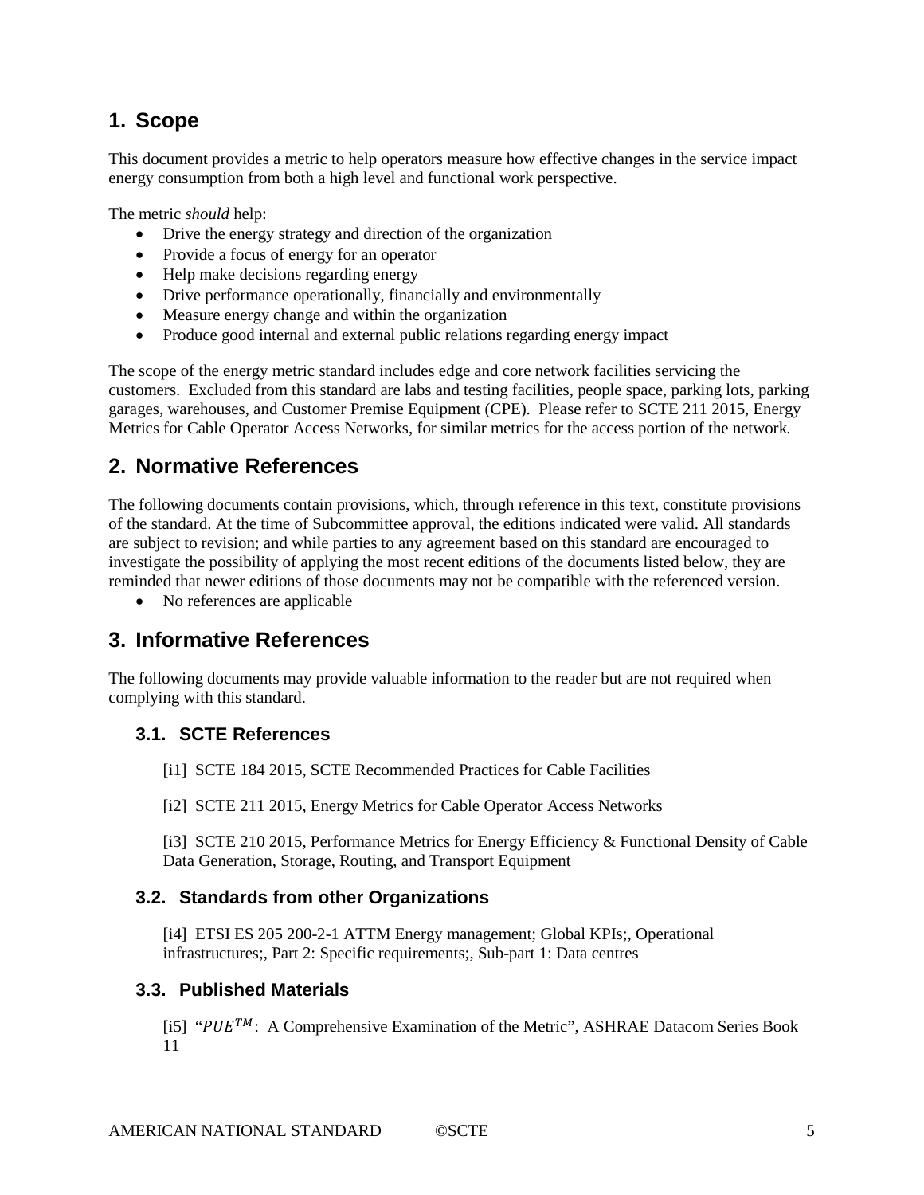## 1. Scope

This document provides a metric to help operators measure how effective changes in the service impact energy consumption from both a high level and functional work perspective.

The metric *should* help:

- Drive the energy strategy and direction of the organization
- Provide a focus of energy for an operator
- Help make decisions regarding energy
- Drive performance operationally, financially and environmentally
- Measure energy change and within the organization
- Produce good internal and external public relations regarding energy impact

The scope of the energy metric standard includes edge and core network facilities servicing the customers. Excluded from this standard are labs and testing facilities, people space, parking lots, parking garages, warehouses, and Customer Premise Equipment (CPE). Please refer to SCTE 211 2015, Energy Metrics for Cable Operator Access Networks, for similar metrics for the access portion of the network.

## 2. Normative References

The following documents contain provisions, which, through reference in this text, constitute provisions of the standard. At the time of Subcommittee approval, the editions indicated were valid. All standards are subject to revision; and while parties to any agreement based on this standard are encouraged to investigate the possibility of applying the most recent editions of the documents listed below, they are reminded that newer editions of those documents may not be compatible with the referenced version.

- No references are applicable

## 3. Informative References

The following documents may provide valuable information to the reader but are not required when complying with this standard.

### 3.1. SCTE References

[i1] SCTE 184 2015, SCTE Recommended Practices for Cable Facilities

[i2] SCTE 211 2015, Energy Metrics for Cable Operator Access Networks

[i3] SCTE 210 2015, Performance Metrics for Energy Efficiency & Functional Density of Cable Data Generation, Storage, Routing, and Transport Equipment

### 3.2. Standards from other Organizations

[i4] ETSI ES 205 200-2-1 ATTM Energy management; Global KPIs;, Operational infrastructures;, Part 2: Specific requirements;, Sub-part 1: Data centres

### 3.3. Published Materials

[i5] "$PUE^{TM}$: A Comprehensive Examination of the Metric", ASHRAE Datacom Series Book 11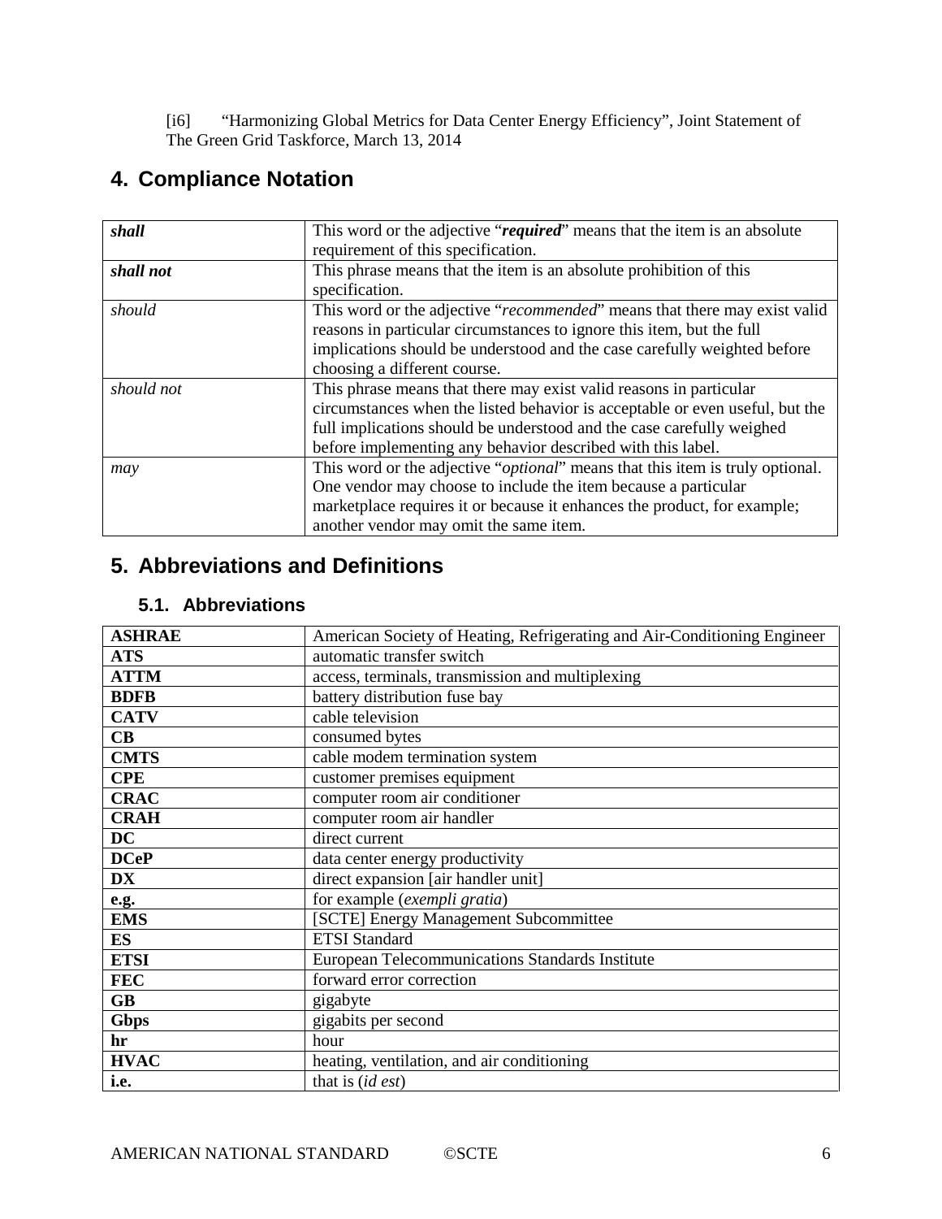[i6] "Harmonizing Global Metrics for Data Center Energy Efficiency", Joint Statement of The Green Grid Taskforce, March 13, 2014

# 4. Compliance Notation

| | |
|---|---|
| ***shall*** | This word or the adjective "***required***" means that the item is an absolute requirement of this specification. |
| ***shall not*** | This phrase means that the item is an absolute prohibition of this specification. |
| *should* | This word or the adjective "*recommended*" means that there may exist valid reasons in particular circumstances to ignore this item, but the full implications should be understood and the case carefully weighted before choosing a different course. |
| *should not* | This phrase means that there may exist valid reasons in particular circumstances when the listed behavior is acceptable or even useful, but the full implications should be understood and the case carefully weighed before implementing any behavior described with this label. |
| *may* | This word or the adjective "*optional*" means that this item is truly optional. One vendor may choose to include the item because a particular marketplace requires it or because it enhances the product, for example; another vendor may omit the same item. |

# 5. Abbreviations and Definitions

## 5.1. Abbreviations

| | |
|---|---|
| **ASHRAE** | American Society of Heating, Refrigerating and Air-Conditioning Engineer |
| **ATS** | automatic transfer switch |
| **ATTM** | access, terminals, transmission and multiplexing |
| **BDFB** | battery distribution fuse bay |
| **CATV** | cable television |
| **CB** | consumed bytes |
| **CMTS** | cable modem termination system |
| **CPE** | customer premises equipment |
| **CRAC** | computer room air conditioner |
| **CRAH** | computer room air handler |
| **DC** | direct current |
| **DCeP** | data center energy productivity |
| **DX** | direct expansion [air handler unit] |
| **e.g.** | for example (*exempli gratia*) |
| **EMS** | [SCTE] Energy Management Subcommittee |
| **ES** | ETSI Standard |
| **ETSI** | European Telecommunications Standards Institute |
| **FEC** | forward error correction |
| **GB** | gigabyte |
| **Gbps** | gigabits per second |
| **hr** | hour |
| **HVAC** | heating, ventilation, and air conditioning |
| **i.e.** | that is (*id est*) |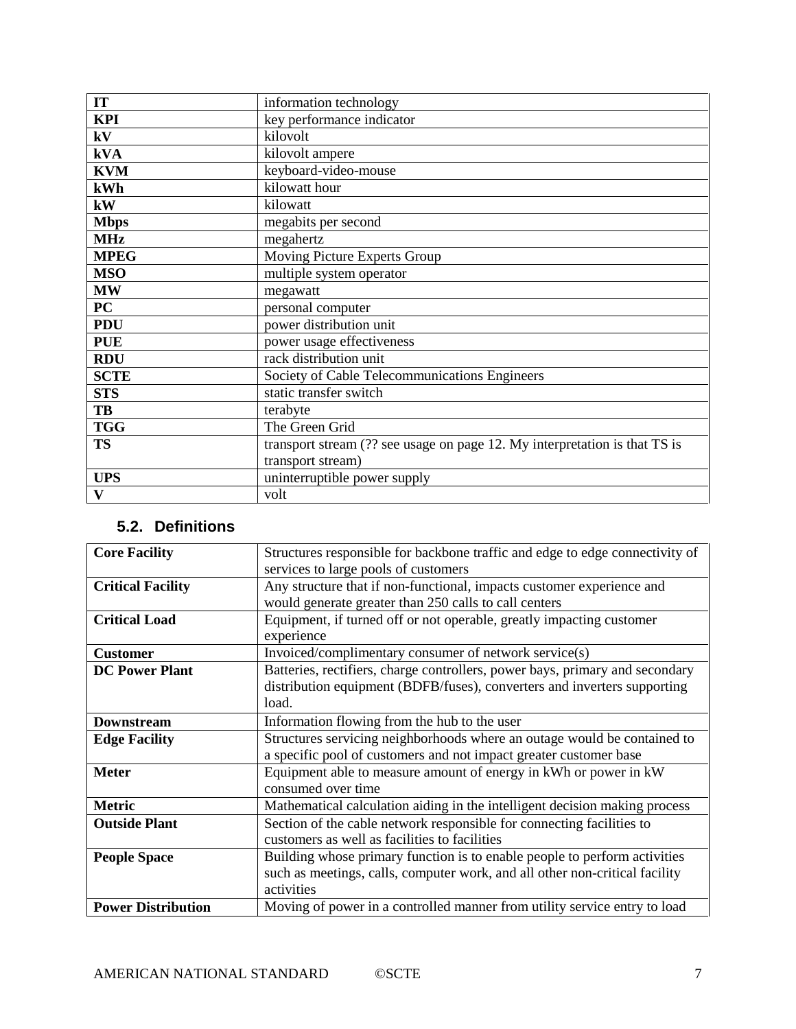| | |
|---|---|
| **IT** | information technology |
| **KPI** | key performance indicator |
| **kV** | kilovolt |
| **kVA** | kilovolt ampere |
| **KVM** | keyboard-video-mouse |
| **kWh** | kilowatt hour |
| **kW** | kilowatt |
| **Mbps** | megabits per second |
| **MHz** | megahertz |
| **MPEG** | Moving Picture Experts Group |
| **MSO** | multiple system operator |
| **MW** | megawatt |
| **PC** | personal computer |
| **PDU** | power distribution unit |
| **PUE** | power usage effectiveness |
| **RDU** | rack distribution unit |
| **SCTE** | Society of Cable Telecommunications Engineers |
| **STS** | static transfer switch |
| **TB** | terabyte |
| **TGG** | The Green Grid |
| **TS** | transport stream (?? see usage on page 12. My interpretation is that TS is transport stream) |
| **UPS** | uninterruptible power supply |
| **V** | volt |

### 5.2. Definitions

| | |
|---|---|
| **Core Facility** | Structures responsible for backbone traffic and edge to edge connectivity of services to large pools of customers |
| **Critical Facility** | Any structure that if non-functional, impacts customer experience and would generate greater than 250 calls to call centers |
| **Critical Load** | Equipment, if turned off or not operable, greatly impacting customer experience |
| **Customer** | Invoiced/complimentary consumer of network service(s) |
| **DC Power Plant** | Batteries, rectifiers, charge controllers, power bays, primary and secondary distribution equipment (BDFB/fuses), converters and inverters supporting load. |
| **Downstream** | Information flowing from the hub to the user |
| **Edge Facility** | Structures servicing neighborhoods where an outage would be contained to a specific pool of customers and not impact greater customer base |
| **Meter** | Equipment able to measure amount of energy in kWh or power in kW consumed over time |
| **Metric** | Mathematical calculation aiding in the intelligent decision making process |
| **Outside Plant** | Section of the cable network responsible for connecting facilities to customers as well as facilities to facilities |
| **People Space** | Building whose primary function is to enable people to perform activities such as meetings, calls, computer work, and all other non-critical facility activities |
| **Power Distribution** | Moving of power in a controlled manner from utility service entry to load |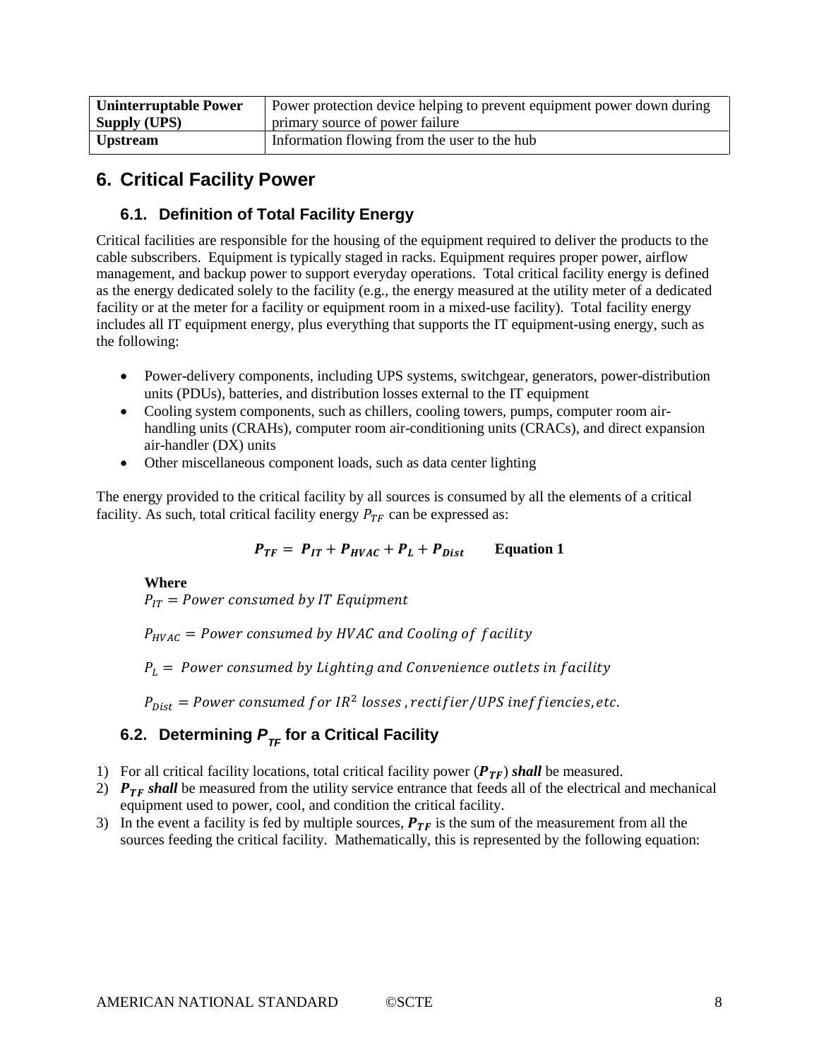| Uninterruptable Power Supply (UPS) | Power protection device helping to prevent equipment power down during primary source of power failure |
|---|---|
| Upstream | Information flowing from the user to the hub |

## 6. Critical Facility Power

### 6.1. Definition of Total Facility Energy

Critical facilities are responsible for the housing of the equipment required to deliver the products to the cable subscribers. Equipment is typically staged in racks. Equipment requires proper power, airflow management, and backup power to support everyday operations. Total critical facility energy is defined as the energy dedicated solely to the facility (e.g., the energy measured at the utility meter of a dedicated facility or at the meter for a facility or equipment room in a mixed-use facility). Total facility energy includes all IT equipment energy, plus everything that supports the IT equipment-using energy, such as the following:

- Power-delivery components, including UPS systems, switchgear, generators, power-distribution units (PDUs), batteries, and distribution losses external to the IT equipment
- Cooling system components, such as chillers, cooling towers, pumps, computer room air-handling units (CRAHs), computer room air-conditioning units (CRACs), and direct expansion air-handler (DX) units
- Other miscellaneous component loads, such as data center lighting

The energy provided to the critical facility by all sources is consumed by all the elements of a critical facility. As such, total critical facility energy $P_{TF}$ can be expressed as:

$$P_{TF} = P_{IT} + P_{HVAC} + P_L + P_{Dist} \qquad \textbf{Equation 1}$$

**Where**

$P_{IT} = Power\ consumed\ by\ IT\ Equipment$

$P_{HVAC} = Power\ consumed\ by\ HVAC\ and\ Cooling\ of\ facility$

$P_L = Power\ consumed\ by\ Lighting\ and\ Convenience\ outlets\ in\ facility$

$P_{Dist} = Power\ consumed\ for\ IR^2\ losses\ , rectifier/UPS\ ineffiencies, etc.$

### 6.2. Determining $P_{TF}$ for a Critical Facility

1) For all critical facility locations, total critical facility power ($P_{TF}$) ***shall*** be measured.
2) $P_{TF}$ ***shall*** be measured from the utility service entrance that feeds all of the electrical and mechanical equipment used to power, cool, and condition the critical facility.
3) In the event a facility is fed by multiple sources, $P_{TF}$ is the sum of the measurement from all the sources feeding the critical facility. Mathematically, this is represented by the following equation: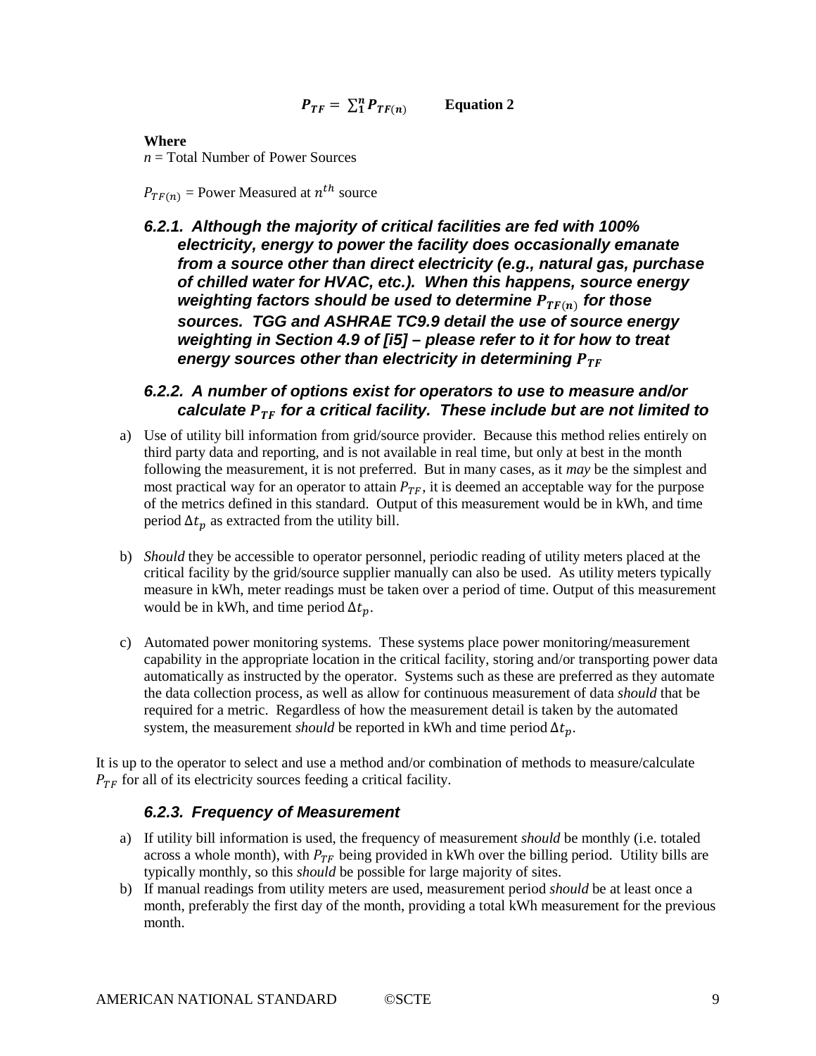$$P_{TF} = \sum_{1}^{n} P_{TF(n)} \qquad \textbf{Equation 2}$$

**Where**

$n$ = Total Number of Power Sources

$P_{TF(n)}$ = Power Measured at $n^{th}$ source

### *6.2.1. Although the majority of critical facilities are fed with 100% electricity, energy to power the facility does occasionally emanate from a source other than direct electricity (e.g., natural gas, purchase of chilled water for HVAC, etc.). When this happens, source energy weighting factors should be used to determine $P_{TF(n)}$ for those sources. TGG and ASHRAE TC9.9 detail the use of source energy weighting in Section 4.9 of [i5] – please refer to it for how to treat energy sources other than electricity in determining $P_{TF}$*

### *6.2.2. A number of options exist for operators to use to measure and/or calculate $P_{TF}$ for a critical facility. These include but are not limited to*

a) Use of utility bill information from grid/source provider. Because this method relies entirely on third party data and reporting, and is not available in real time, but only at best in the month following the measurement, it is not preferred. But in many cases, as it *may* be the simplest and most practical way for an operator to attain $P_{TF}$, it is deemed an acceptable way for the purpose of the metrics defined in this standard. Output of this measurement would be in kWh, and time period $\Delta t_p$ as extracted from the utility bill.

b) *Should* they be accessible to operator personnel, periodic reading of utility meters placed at the critical facility by the grid/source supplier manually can also be used. As utility meters typically measure in kWh, meter readings must be taken over a period of time. Output of this measurement would be in kWh, and time period $\Delta t_p$.

c) Automated power monitoring systems. These systems place power monitoring/measurement capability in the appropriate location in the critical facility, storing and/or transporting power data automatically as instructed by the operator. Systems such as these are preferred as they automate the data collection process, as well as allow for continuous measurement of data *should* that be required for a metric. Regardless of how the measurement detail is taken by the automated system, the measurement *should* be reported in kWh and time period $\Delta t_p$.

It is up to the operator to select and use a method and/or combination of methods to measure/calculate $P_{TF}$ for all of its electricity sources feeding a critical facility.

### *6.2.3. Frequency of Measurement*

a) If utility bill information is used, the frequency of measurement *should* be monthly (i.e. totaled across a whole month), with $P_{TF}$ being provided in kWh over the billing period. Utility bills are typically monthly, so this *should* be possible for large majority of sites.

b) If manual readings from utility meters are used, measurement period *should* be at least once a month, preferably the first day of the month, providing a total kWh measurement for the previous month.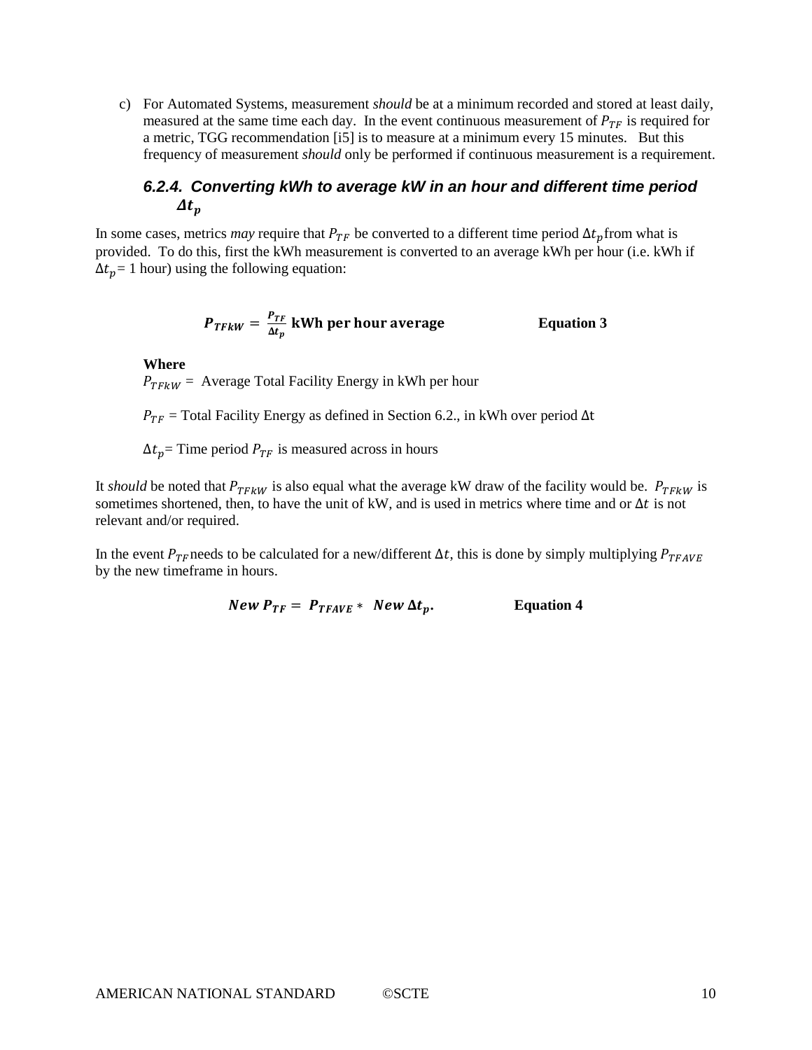c) For Automated Systems, measurement *should* be at a minimum recorded and stored at least daily, measured at the same time each day. In the event continuous measurement of $P_{TF}$ is required for a metric, TGG recommendation [i5] is to measure at a minimum every 15 minutes. But this frequency of measurement *should* only be performed if continuous measurement is a requirement.

### 6.2.4. Converting kWh to average kW in an hour and different time period $\Delta t_p$

In some cases, metrics *may* require that $P_{TF}$ be converted to a different time period $\Delta t_p$ from what is provided. To do this, first the kWh measurement is converted to an average kWh per hour (i.e. kWh if $\Delta t_p$ = 1 hour) using the following equation:

$$P_{TFkW} = \frac{P_{TF}}{\Delta t_p} \text{ kWh per hour average} \qquad \textbf{Equation 3}$$

**Where**

$P_{TFkW}$ = Average Total Facility Energy in kWh per hour

$P_{TF}$ = Total Facility Energy as defined in Section 6.2., in kWh over period $\Delta$t

$\Delta t_p$ = Time period $P_{TF}$ is measured across in hours

It *should* be noted that $P_{TFkW}$ is also equal what the average kW draw of the facility would be. $P_{TFkW}$ is sometimes shortened, then, to have the unit of kW, and is used in metrics where time and or $\Delta t$ is not relevant and/or required.

In the event $P_{TF}$ needs to be calculated for a new/different $\Delta t$, this is done by simply multiplying $P_{TFAVE}$ by the new timeframe in hours.

$$New\ P_{TF} = P_{TFAVE} * \ New\ \Delta t_p. \qquad \textbf{Equation 4}$$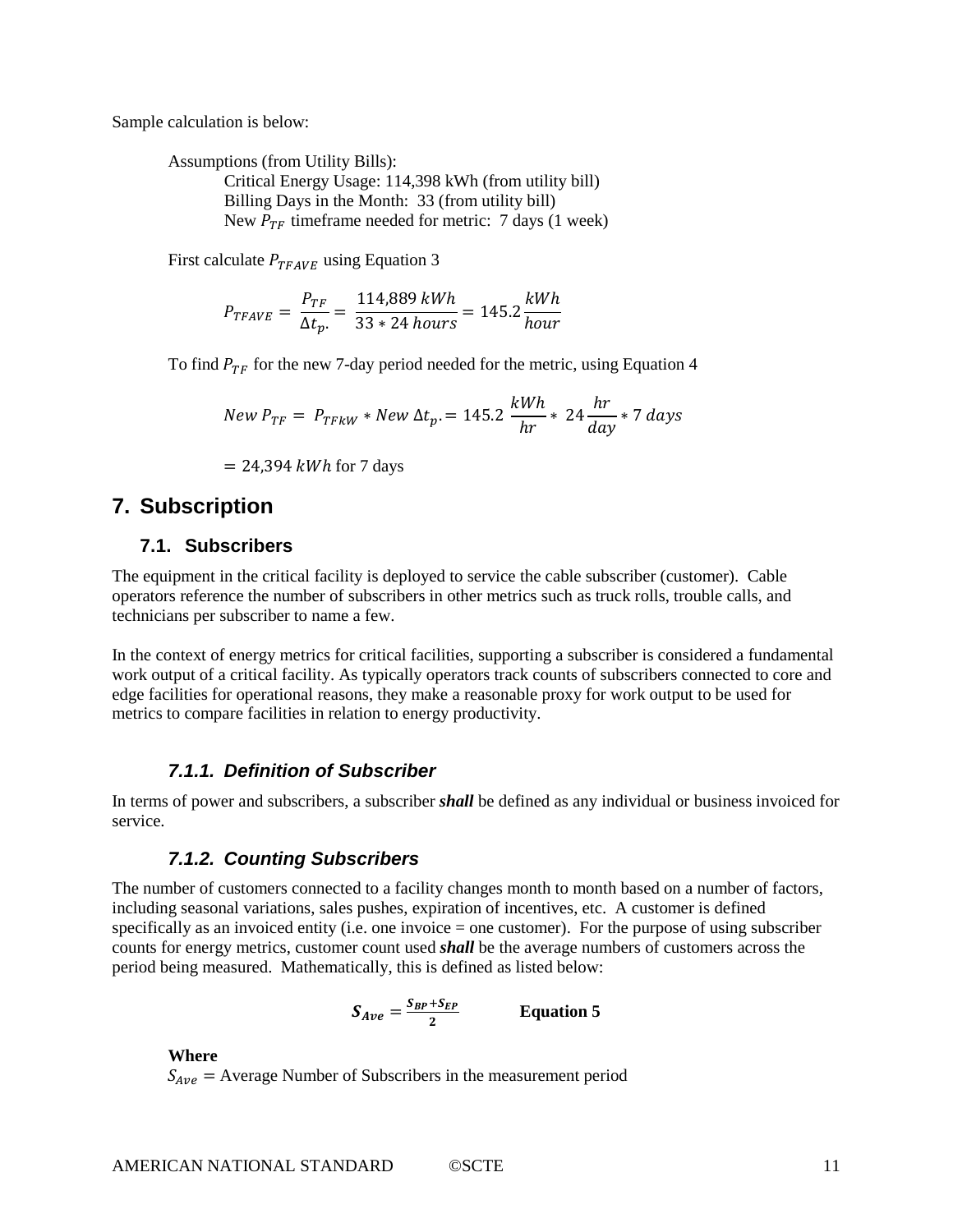Sample calculation is below:

Assumptions (from Utility Bills):
  Critical Energy Usage: 114,398 kWh (from utility bill)
  Billing Days in the Month: 33 (from utility bill)
  New $P_{TF}$ timeframe needed for metric: 7 days (1 week)

First calculate $P_{TFAVE}$ using Equation 3

$$P_{TFAVE} = \frac{P_{TF}}{\Delta t_{p.}} = \frac{114{,}889\ kWh}{33 * 24\ hours} = 145.2\frac{kWh}{hour}$$

To find $P_{TF}$ for the new 7-day period needed for the metric, using Equation 4

$$New\ P_{TF} = P_{TFkW} * New\ \Delta t_{p.} = 145.2\ \frac{kWh}{hr} * \ 24\frac{hr}{day} * 7\ days$$

$= 24{,}394\ kWh$ for 7 days

# 7. Subscription

## 7.1. Subscribers

The equipment in the critical facility is deployed to service the cable subscriber (customer). Cable operators reference the number of subscribers in other metrics such as truck rolls, trouble calls, and technicians per subscriber to name a few.

In the context of energy metrics for critical facilities, supporting a subscriber is considered a fundamental work output of a critical facility. As typically operators track counts of subscribers connected to core and edge facilities for operational reasons, they make a reasonable proxy for work output to be used for metrics to compare facilities in relation to energy productivity.

### *7.1.1. Definition of Subscriber*

In terms of power and subscribers, a subscriber ***shall*** be defined as any individual or business invoiced for service.

### *7.1.2. Counting Subscribers*

The number of customers connected to a facility changes month to month based on a number of factors, including seasonal variations, sales pushes, expiration of incentives, etc. A customer is defined specifically as an invoiced entity (i.e. one invoice = one customer). For the purpose of using subscriber counts for energy metrics, customer count used ***shall*** be the average numbers of customers across the period being measured. Mathematically, this is defined as listed below:

$$\boldsymbol{S_{Ave} = \frac{S_{BP}+S_{EP}}{2}} \qquad \textbf{Equation 5}$$

**Where**
$S_{Ave} =$ Average Number of Subscribers in the measurement period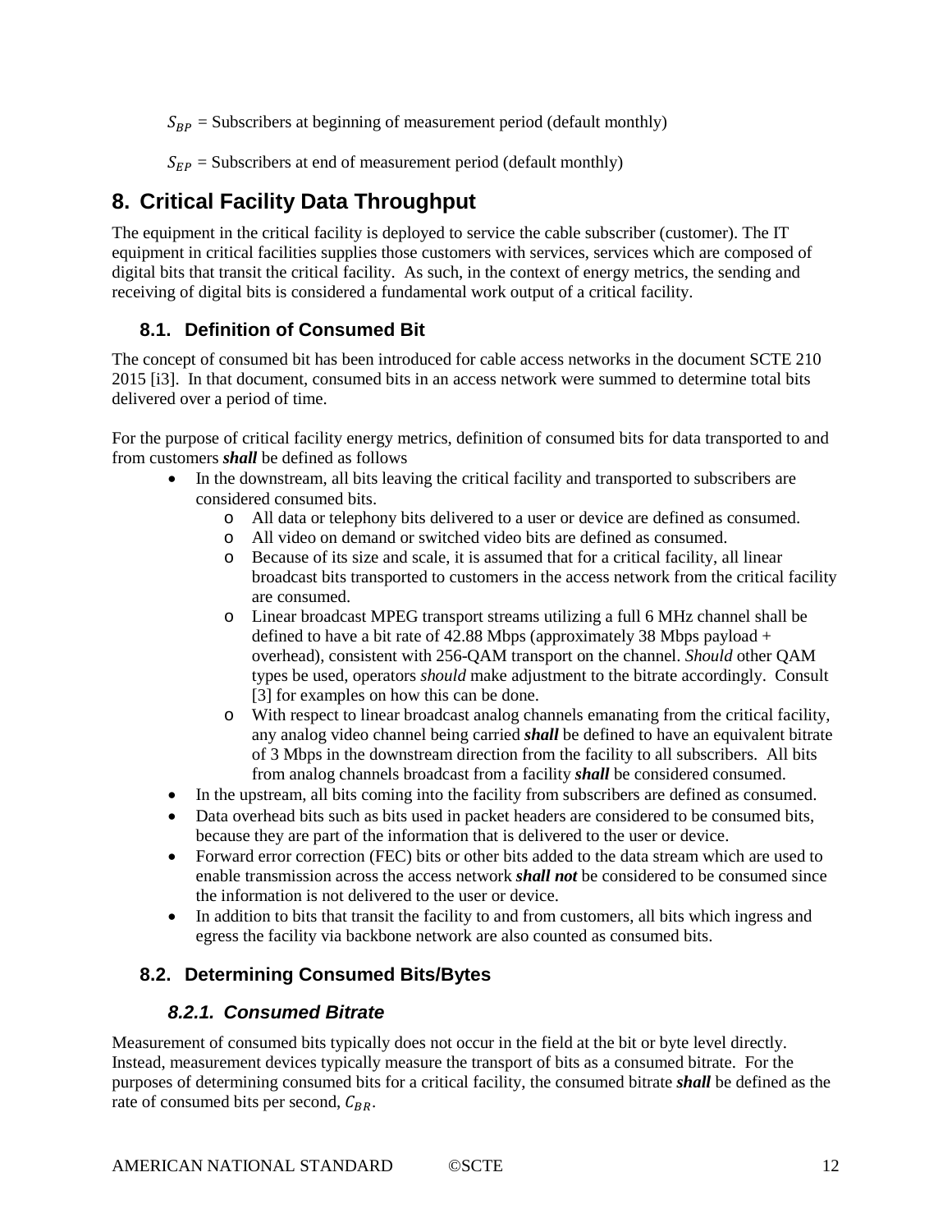$S_{BP}$ = Subscribers at beginning of measurement period (default monthly)

$S_{EP}$ = Subscribers at end of measurement period (default monthly)

# 8. Critical Facility Data Throughput

The equipment in the critical facility is deployed to service the cable subscriber (customer). The IT equipment in critical facilities supplies those customers with services, services which are composed of digital bits that transit the critical facility. As such, in the context of energy metrics, the sending and receiving of digital bits is considered a fundamental work output of a critical facility.

## 8.1. Definition of Consumed Bit

The concept of consumed bit has been introduced for cable access networks in the document SCTE 210 2015 [i3]. In that document, consumed bits in an access network were summed to determine total bits delivered over a period of time.

For the purpose of critical facility energy metrics, definition of consumed bits for data transported to and from customers ***shall*** be defined as follows

- In the downstream, all bits leaving the critical facility and transported to subscribers are considered consumed bits.
  - All data or telephony bits delivered to a user or device are defined as consumed.
  - All video on demand or switched video bits are defined as consumed.
  - Because of its size and scale, it is assumed that for a critical facility, all linear broadcast bits transported to customers in the access network from the critical facility are consumed.
  - Linear broadcast MPEG transport streams utilizing a full 6 MHz channel shall be defined to have a bit rate of 42.88 Mbps (approximately 38 Mbps payload + overhead), consistent with 256-QAM transport on the channel. *Should* other QAM types be used, operators *should* make adjustment to the bitrate accordingly. Consult [3] for examples on how this can be done.
  - With respect to linear broadcast analog channels emanating from the critical facility, any analog video channel being carried ***shall*** be defined to have an equivalent bitrate of 3 Mbps in the downstream direction from the facility to all subscribers. All bits from analog channels broadcast from a facility ***shall*** be considered consumed.
- In the upstream, all bits coming into the facility from subscribers are defined as consumed.
- Data overhead bits such as bits used in packet headers are considered to be consumed bits, because they are part of the information that is delivered to the user or device.
- Forward error correction (FEC) bits or other bits added to the data stream which are used to enable transmission across the access network ***shall not*** be considered to be consumed since the information is not delivered to the user or device.
- In addition to bits that transit the facility to and from customers, all bits which ingress and egress the facility via backbone network are also counted as consumed bits.

## 8.2. Determining Consumed Bits/Bytes

### 8.2.1. Consumed Bitrate

Measurement of consumed bits typically does not occur in the field at the bit or byte level directly. Instead, measurement devices typically measure the transport of bits as a consumed bitrate. For the purposes of determining consumed bits for a critical facility, the consumed bitrate ***shall*** be defined as the rate of consumed bits per second, $C_{BR}$.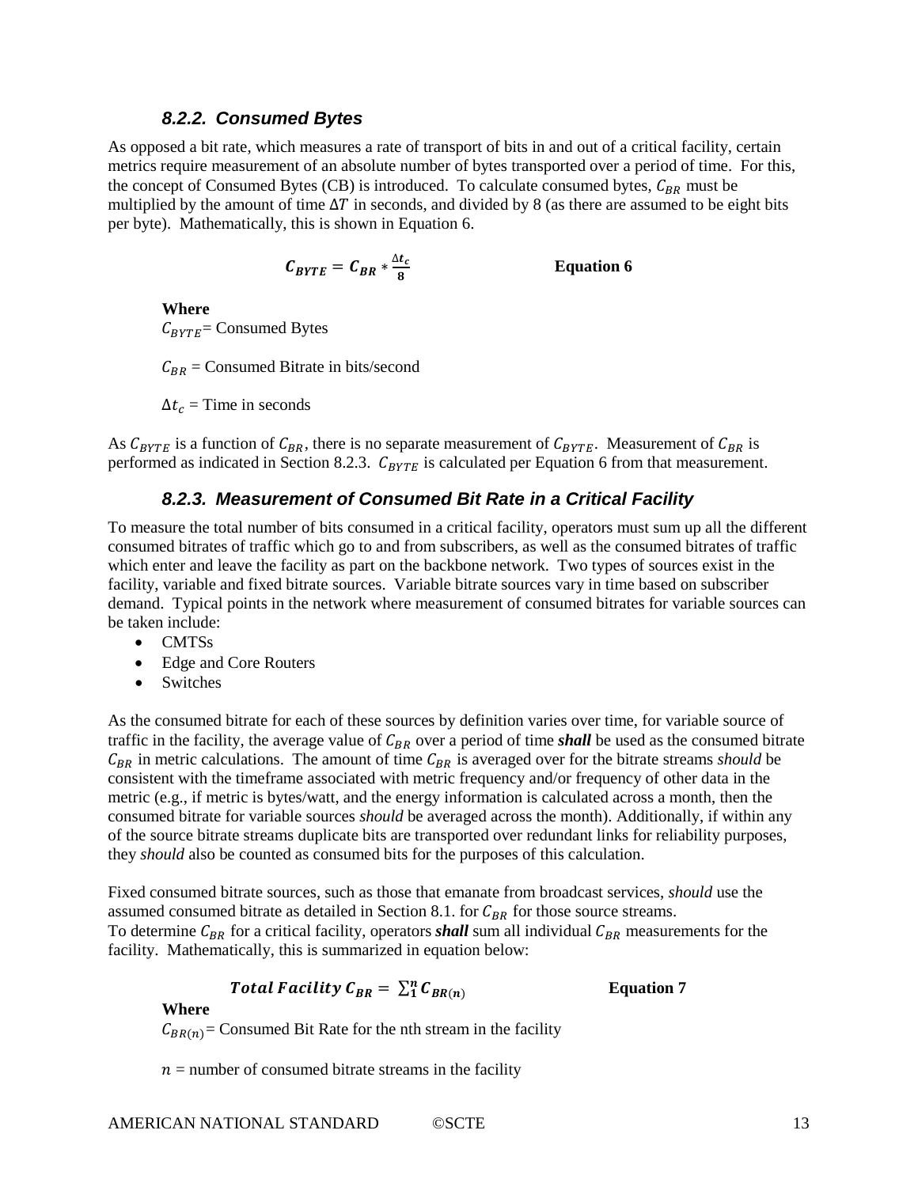### *8.2.2. Consumed Bytes*

As opposed a bit rate, which measures a rate of transport of bits in and out of a critical facility, certain metrics require measurement of an absolute number of bytes transported over a period of time. For this, the concept of Consumed Bytes (CB) is introduced. To calculate consumed bytes, $C_{BR}$ must be multiplied by the amount of time $\Delta T$ in seconds, and divided by 8 (as there are assumed to be eight bits per byte). Mathematically, this is shown in Equation 6.

$$\boldsymbol{C_{BYTE} = C_{BR} * \frac{\Delta t_c}{8}} \qquad \textbf{Equation 6}$$

**Where**

$C_{BYTE}$= Consumed Bytes

$C_{BR}$ = Consumed Bitrate in bits/second

$\Delta t_c$ = Time in seconds

As $C_{BYTE}$ is a function of $C_{BR}$, there is no separate measurement of $C_{BYTE}$. Measurement of $C_{BR}$ is performed as indicated in Section 8.2.3. $C_{BYTE}$ is calculated per Equation 6 from that measurement.

### *8.2.3. Measurement of Consumed Bit Rate in a Critical Facility*

To measure the total number of bits consumed in a critical facility, operators must sum up all the different consumed bitrates of traffic which go to and from subscribers, as well as the consumed bitrates of traffic which enter and leave the facility as part on the backbone network. Two types of sources exist in the facility, variable and fixed bitrate sources. Variable bitrate sources vary in time based on subscriber demand. Typical points in the network where measurement of consumed bitrates for variable sources can be taken include:

- CMTSs
- Edge and Core Routers
- Switches

As the consumed bitrate for each of these sources by definition varies over time, for variable source of traffic in the facility, the average value of $C_{BR}$ over a period of time ***shall*** be used as the consumed bitrate $C_{BR}$ in metric calculations. The amount of time $C_{BR}$ is averaged over for the bitrate streams *should* be consistent with the timeframe associated with metric frequency and/or frequency of other data in the metric (e.g., if metric is bytes/watt, and the energy information is calculated across a month, then the consumed bitrate for variable sources *should* be averaged across the month). Additionally, if within any of the source bitrate streams duplicate bits are transported over redundant links for reliability purposes, they *should* also be counted as consumed bits for the purposes of this calculation.

Fixed consumed bitrate sources, such as those that emanate from broadcast services, *should* use the assumed consumed bitrate as detailed in Section 8.1. for $C_{BR}$ for those source streams.
To determine $C_{BR}$ for a critical facility, operators ***shall*** sum all individual $C_{BR}$ measurements for the facility. Mathematically, this is summarized in equation below:

$$\boldsymbol{Total\ Facility\ C_{BR} = \sum_{1}^{n} C_{BR(n)}} \qquad \textbf{Equation 7}$$

**Where**

$C_{BR(n)}$= Consumed Bit Rate for the nth stream in the facility

$n$ = number of consumed bitrate streams in the facility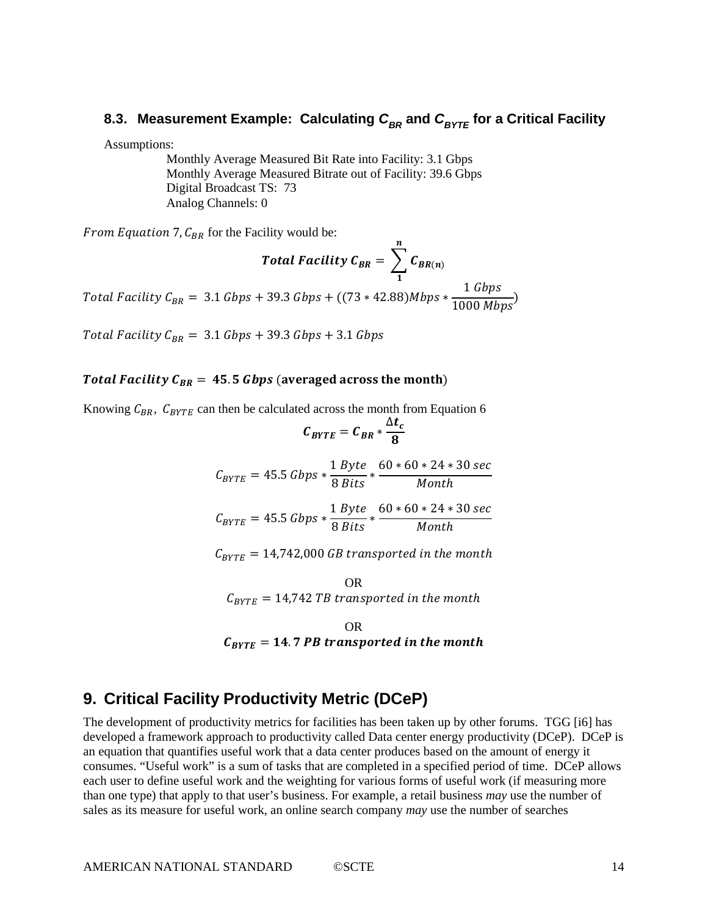### 8.3. Measurement Example: Calculating $C_{BR}$ and $C_{BYTE}$ for a Critical Facility

Assumptions:

Monthly Average Measured Bit Rate into Facility: 3.1 Gbps
Monthly Average Measured Bitrate out of Facility: 39.6 Gbps
Digital Broadcast TS: 73
Analog Channels: 0

*From Equation* 7, $C_{BR}$ for the Facility would be:

$$\boldsymbol{Total\ Facility\ C_{BR} = \sum_{1}^{n} C_{BR(n)}}$$

$$Total\ Facility\ C_{BR} = 3.1\ Gbps + 39.3\ Gbps + ((73 * 42.88) Mbps * \frac{1\ Gbps}{1000\ Mbps})$$

$$Total\ Facility\ C_{BR} = 3.1\ Gbps + 39.3\ Gbps + 3.1\ Gbps$$

$$\boldsymbol{Total\ Facility\ C_{BR} = 45.5\ Gbps}\ (\textbf{averaged across the month})$$

Knowing $C_{BR}$, $C_{BYTE}$ can then be calculated across the month from Equation 6

$$\boldsymbol{C_{BYTE} = C_{BR} * \frac{\Delta t_c}{8}}$$

$$C_{BYTE} = 45.5\ Gbps * \frac{1\ Byte}{8\ Bits} * \frac{60 * 60 * 24 * 30\ sec}{Month}$$

$$C_{BYTE} = 45.5\ Gbps * \frac{1\ Byte}{8\ Bits} * \frac{60 * 60 * 24 * 30\ sec}{Month}$$

$$C_{BYTE} = 14{,}742{,}000\ GB\ transported\ in\ the\ month$$

OR

$$C_{BYTE} = 14{,}742\ TB\ transported\ in\ the\ month$$

OR

$$\boldsymbol{C_{BYTE} = 14.7\ PB\ transported\ in\ the\ month}$$

## 9. Critical Facility Productivity Metric (DCeP)

The development of productivity metrics for facilities has been taken up by other forums. TGG [i6] has developed a framework approach to productivity called Data center energy productivity (DCeP). DCeP is an equation that quantifies useful work that a data center produces based on the amount of energy it consumes. "Useful work" is a sum of tasks that are completed in a specified period of time. DCeP allows each user to define useful work and the weighting for various forms of useful work (if measuring more than one type) that apply to that user's business. For example, a retail business *may* use the number of sales as its measure for useful work, an online search company *may* use the number of searches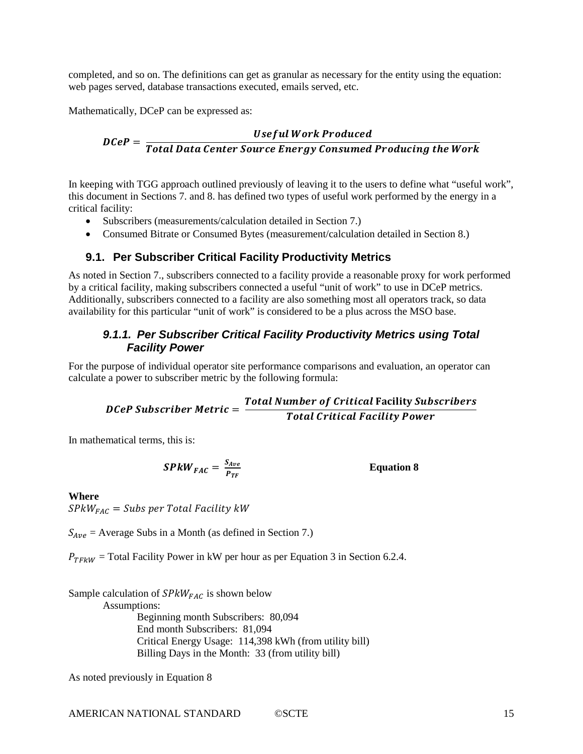completed, and so on. The definitions can get as granular as necessary for the entity using the equation: web pages served, database transactions executed, emails served, etc.

Mathematically, DCeP can be expressed as:

$$DCeP = \frac{Useful\ Work\ Produced}{Total\ Data\ Center\ Source\ Energy\ Consumed\ Producing\ the\ Work}$$

In keeping with TGG approach outlined previously of leaving it to the users to define what "useful work", this document in Sections 7. and 8. has defined two types of useful work performed by the energy in a critical facility:

- Subscribers (measurements/calculation detailed in Section 7.)
- Consumed Bitrate or Consumed Bytes (measurement/calculation detailed in Section 8.)

## 9.1. Per Subscriber Critical Facility Productivity Metrics

As noted in Section 7., subscribers connected to a facility provide a reasonable proxy for work performed by a critical facility, making subscribers connected a useful "unit of work" to use in DCeP metrics. Additionally, subscribers connected to a facility are also something most all operators track, so data availability for this particular "unit of work" is considered to be a plus across the MSO base.

### *9.1.1. Per Subscriber Critical Facility Productivity Metrics using Total Facility Power*

For the purpose of individual operator site performance comparisons and evaluation, an operator can calculate a power to subscriber metric by the following formula:

$$DCeP\ Subscriber\ Metric = \frac{Total\ Number\ of\ Critical\ \textbf{Facility}\ Subscribers}{Total\ Critical\ Facility\ Power}$$

In mathematical terms, this is:

$$SPkW_{FAC} = \frac{S_{Ave}}{P_{TF}} \qquad \textbf{Equation 8}$$

**Where**

$SPkW_{FAC} = Subs\ per\ Total\ Facility\ kW$

$S_{Ave}$ = Average Subs in a Month (as defined in Section 7.)

$P_{TFkW}$ = Total Facility Power in kW per hour as per Equation 3 in Section 6.2.4.

Sample calculation of $SPkW_{FAC}$ is shown below

Assumptions:

Beginning month Subscribers: 80,094
End month Subscribers: 81,094
Critical Energy Usage: 114,398 kWh (from utility bill)
Billing Days in the Month: 33 (from utility bill)

As noted previously in Equation 8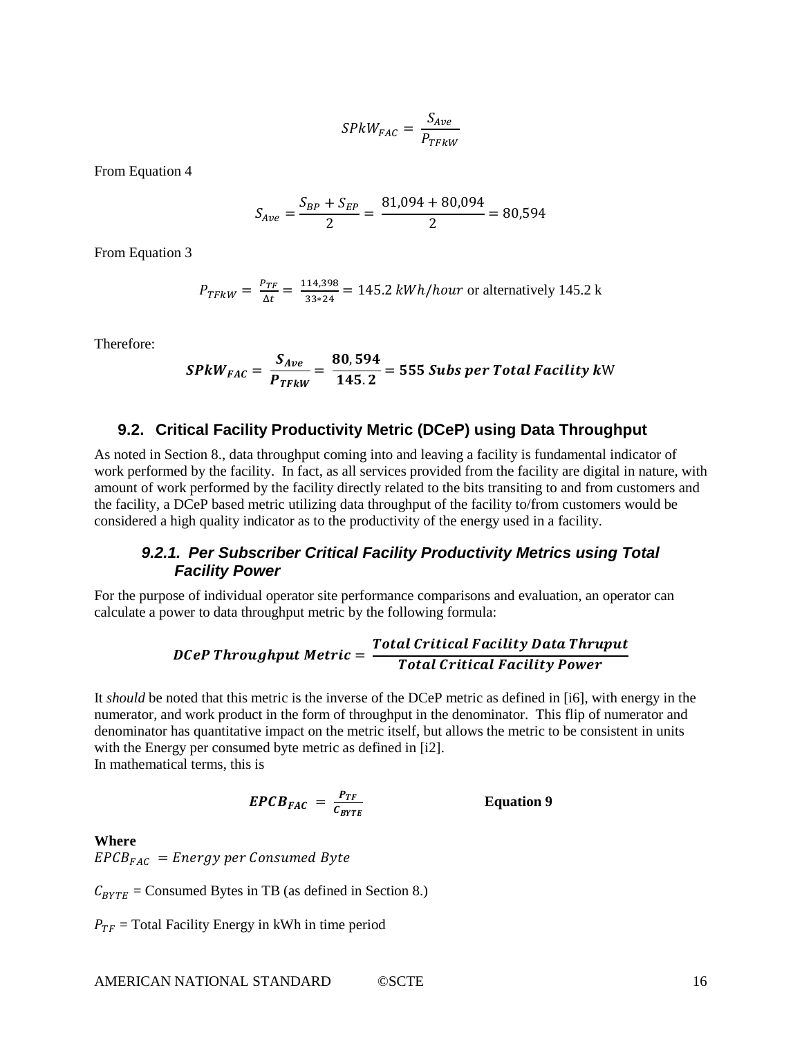$$SPkW_{FAC} = \frac{S_{Ave}}{P_{TFkW}}$$

From Equation 4

$$S_{Ave} = \frac{S_{BP} + S_{EP}}{2} = \frac{81{,}094 + 80{,}094}{2} = 80{,}594$$

From Equation 3

$P_{TFkW} = \frac{P_{TF}}{\Delta t} = \frac{114{,}398}{33*24} = 145.2\ kWh/hour$ or alternatively 145.2 k

Therefore:

$$\boldsymbol{SPkW_{FAC} = \frac{S_{Ave}}{P_{TFkW}} = \frac{80{,}594}{145.2} = 555\ Subs\ per\ Total\ Facility\ k}\text{W}$$

## 9.2. Critical Facility Productivity Metric (DCeP) using Data Throughput

As noted in Section 8., data throughput coming into and leaving a facility is fundamental indicator of work performed by the facility. In fact, as all services provided from the facility are digital in nature, with amount of work performed by the facility directly related to the bits transiting to and from customers and the facility, a DCeP based metric utilizing data throughput of the facility to/from customers would be considered a high quality indicator as to the productivity of the energy used in a facility.

### *9.2.1. Per Subscriber Critical Facility Productivity Metrics using Total Facility Power*

For the purpose of individual operator site performance comparisons and evaluation, an operator can calculate a power to data throughput metric by the following formula:

$$\boldsymbol{DCeP\ Throughput\ Metric = \frac{Total\ Critical\ Facility\ Data\ Thruput}{Total\ Critical\ Facility\ Power}}$$

It *should* be noted that this metric is the inverse of the DCeP metric as defined in [i6], with energy in the numerator, and work product in the form of throughput in the denominator. This flip of numerator and denominator has quantitative impact on the metric itself, but allows the metric to be consistent in units with the Energy per consumed byte metric as defined in [i2].
In mathematical terms, this is

$$\boldsymbol{EPCB_{FAC} = \frac{P_{TF}}{C_{BYTE}}} \qquad \textbf{Equation 9}$$

**Where**
$EPCB_{FAC} = Energy\ per\ Consumed\ Byte$

$C_{BYTE}$ = Consumed Bytes in TB (as defined in Section 8.)

$P_{TF}$ = Total Facility Energy in kWh in time period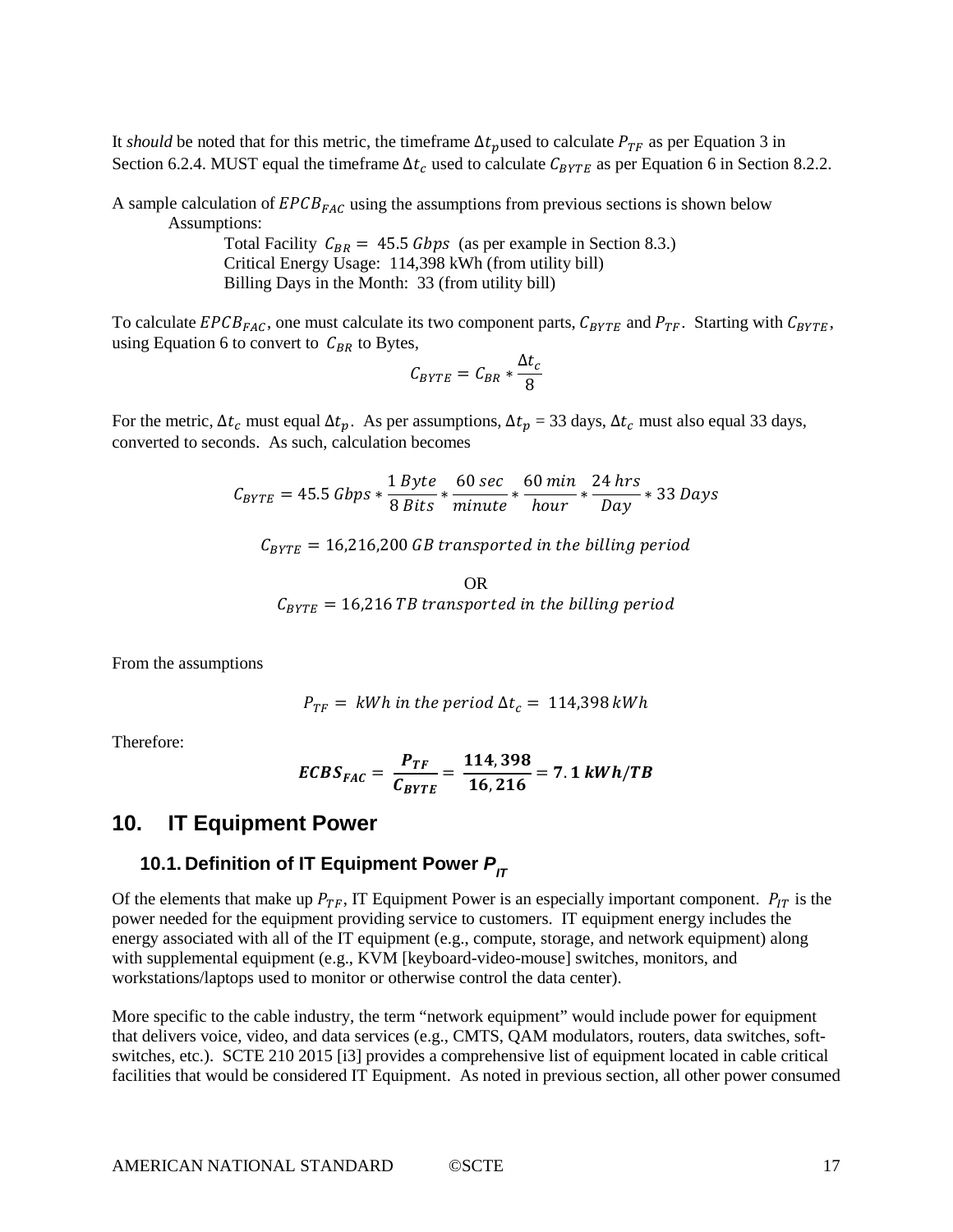It *should* be noted that for this metric, the timeframe $\Delta t_p$used to calculate $P_{TF}$ as per Equation 3 in Section 6.2.4. MUST equal the timeframe $\Delta t_c$ used to calculate $C_{BYTE}$ as per Equation 6 in Section 8.2.2.

A sample calculation of $EPCB_{FAC}$ using the assumptions from previous sections is shown below

Assumptions:

Total Facility $C_{BR} = 45.5\ Gbps$ (as per example in Section 8.3.)
Critical Energy Usage: 114,398 kWh (from utility bill)
Billing Days in the Month: 33 (from utility bill)

To calculate $EPCB_{FAC}$, one must calculate its two component parts, $C_{BYTE}$ and $P_{TF}$. Starting with $C_{BYTE}$, using Equation 6 to convert to $C_{BR}$ to Bytes,

$$C_{BYTE} = C_{BR} * \frac{\Delta t_c}{8}$$

For the metric, $\Delta t_c$ must equal $\Delta t_p$. As per assumptions, $\Delta t_p$ = 33 days, $\Delta t_c$ must also equal 33 days, converted to seconds. As such, calculation becomes

$$C_{BYTE} = 45.5\ Gbps * \frac{1\ Byte}{8\ Bits} * \frac{60\ sec}{minute} * \frac{60\ min}{hour} * \frac{24\ hrs}{Day} * 33\ Days$$

$$C_{BYTE} = 16{,}216{,}200\ GB\ transported\ in\ the\ billing\ period$$

OR

$$C_{BYTE} = 16{,}216\ TB\ transported\ in\ the\ billing\ period$$

From the assumptions

$$P_{TF} = \ kWh\ in\ the\ period\ \Delta t_c = \ 114{,}398\ kWh$$

Therefore:

$$\boldsymbol{ECBS_{FAC} = \frac{P_{TF}}{C_{BYTE}} = \frac{114,398}{16,216} = 7.1\ kWh/TB}$$

# 10. IT Equipment Power

## 10.1. Definition of IT Equipment Power $P_{IT}$

Of the elements that make up $P_{TF}$, IT Equipment Power is an especially important component. $P_{IT}$ is the power needed for the equipment providing service to customers. IT equipment energy includes the energy associated with all of the IT equipment (e.g., compute, storage, and network equipment) along with supplemental equipment (e.g., KVM [keyboard-video-mouse] switches, monitors, and workstations/laptops used to monitor or otherwise control the data center).

More specific to the cable industry, the term "network equipment" would include power for equipment that delivers voice, video, and data services (e.g., CMTS, QAM modulators, routers, data switches, soft-switches, etc.). SCTE 210 2015 [i3] provides a comprehensive list of equipment located in cable critical facilities that would be considered IT Equipment. As noted in previous section, all other power consumed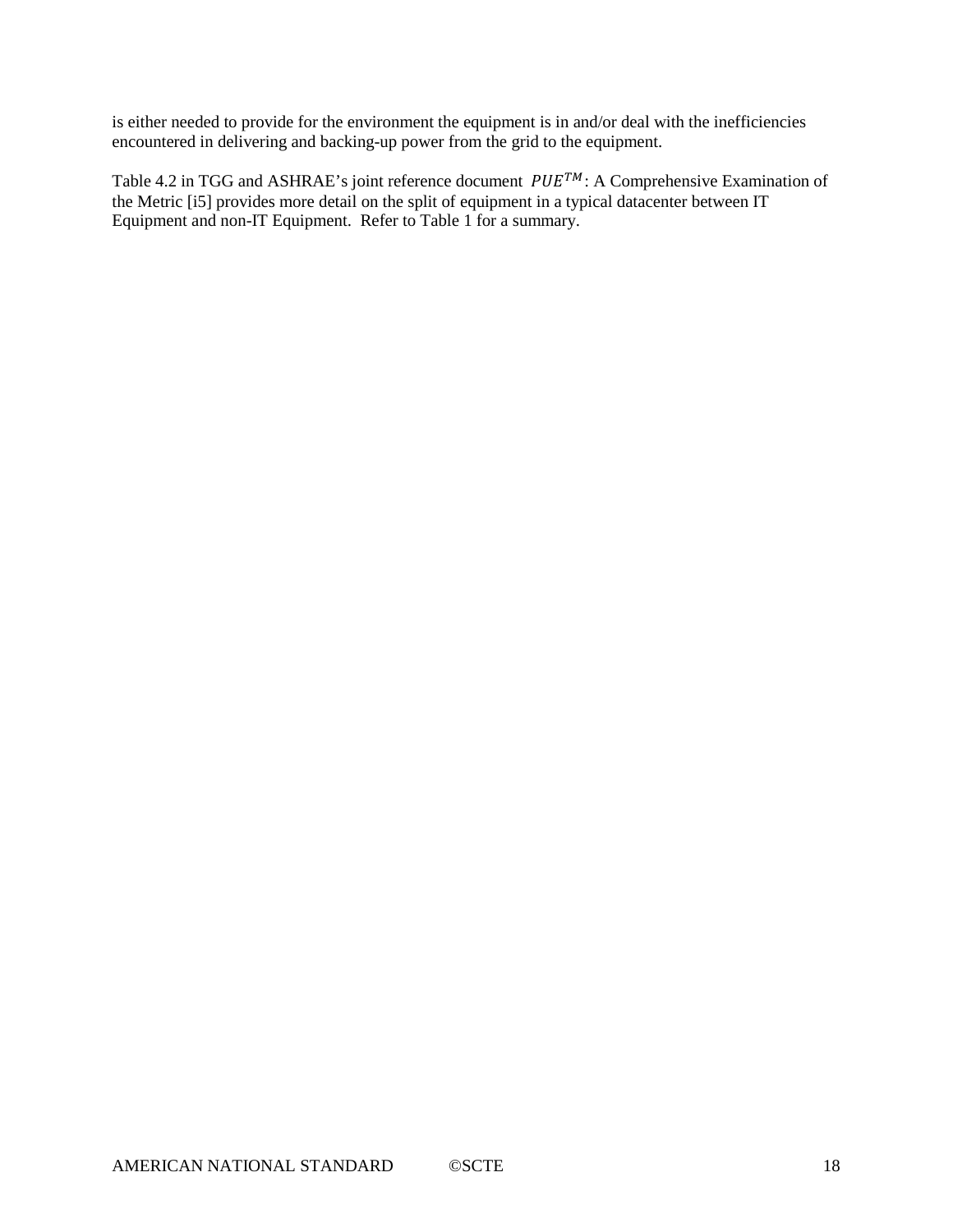is either needed to provide for the environment the equipment is in and/or deal with the inefficiencies encountered in delivering and backing-up power from the grid to the equipment.

Table 4.2 in TGG and ASHRAE's joint reference document $PUE^{TM}$: A Comprehensive Examination of the Metric [i5] provides more detail on the split of equipment in a typical datacenter between IT Equipment and non-IT Equipment. Refer to Table 1 for a summary.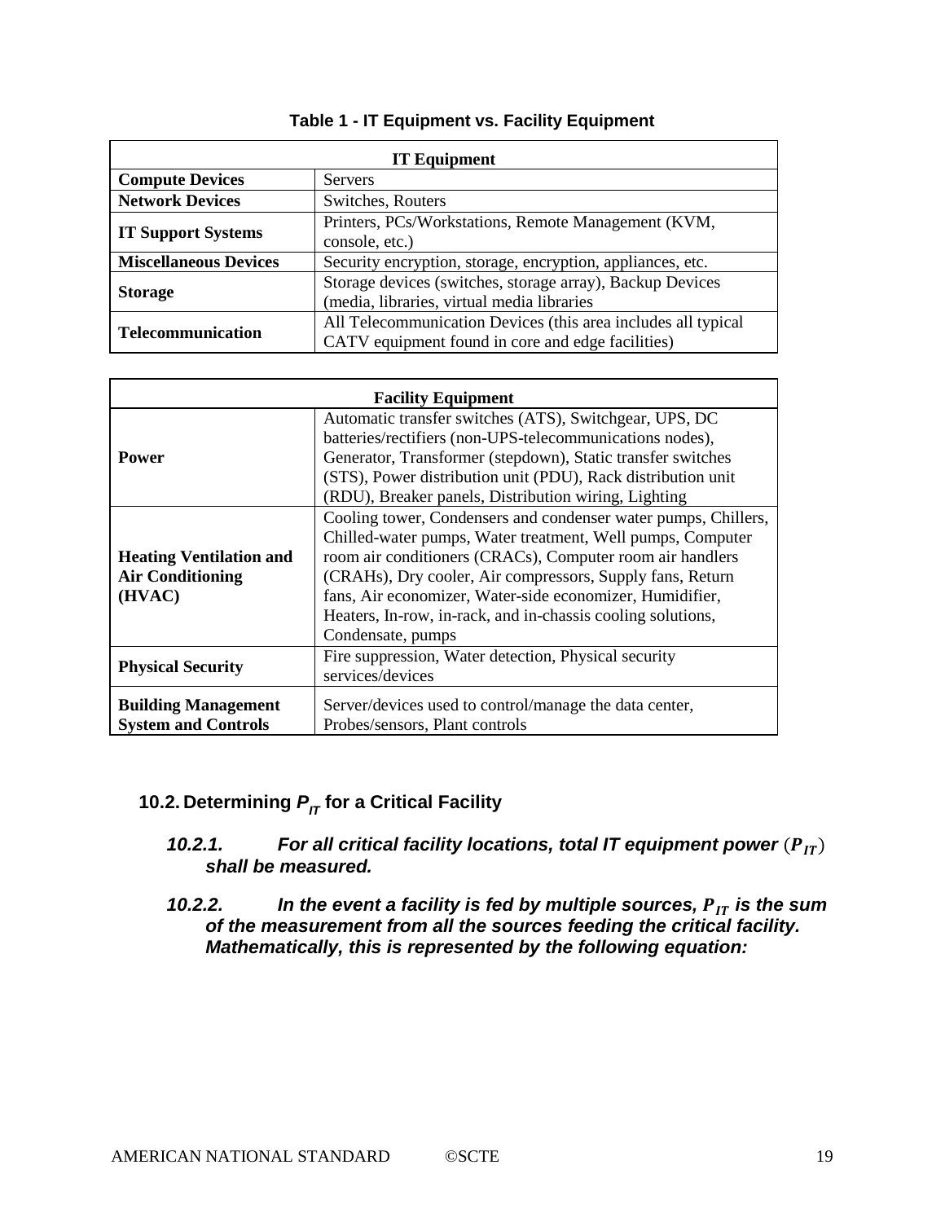**Table 1 - IT Equipment vs. Facility Equipment**

| IT Equipment | |
|---|---|
| **Compute Devices** | Servers |
| **Network Devices** | Switches, Routers |
| **IT Support Systems** | Printers, PCs/Workstations, Remote Management (KVM, console, etc.) |
| **Miscellaneous Devices** | Security encryption, storage, encryption, appliances, etc. |
| **Storage** | Storage devices (switches, storage array), Backup Devices (media, libraries, virtual media libraries |
| **Telecommunication** | All Telecommunication Devices (this area includes all typical CATV equipment found in core and edge facilities) |

| Facility Equipment | |
|---|---|
| **Power** | Automatic transfer switches (ATS), Switchgear, UPS, DC batteries/rectifiers (non-UPS-telecommunications nodes), Generator, Transformer (stepdown), Static transfer switches (STS), Power distribution unit (PDU), Rack distribution unit (RDU), Breaker panels, Distribution wiring, Lighting |
| **Heating Ventilation and Air Conditioning (HVAC)** | Cooling tower, Condensers and condenser water pumps, Chillers, Chilled-water pumps, Water treatment, Well pumps, Computer room air conditioners (CRACs), Computer room air handlers (CRAHs), Dry cooler, Air compressors, Supply fans, Return fans, Air economizer, Water-side economizer, Humidifier, Heaters, In-row, in-rack, and in-chassis cooling solutions, Condensate, pumps |
| **Physical Security** | Fire suppression, Water detection, Physical security services/devices |
| **Building Management System and Controls** | Server/devices used to control/manage the data center, Probes/sensors, Plant controls |

## 10.2. Determining $P_{IT}$ for a Critical Facility

***10.2.1. For all critical facility locations, total IT equipment power ($P_{IT}$) shall be measured.***

***10.2.2. In the event a facility is fed by multiple sources, $P_{IT}$ is the sum of the measurement from all the sources feeding the critical facility. Mathematically, this is represented by the following equation:***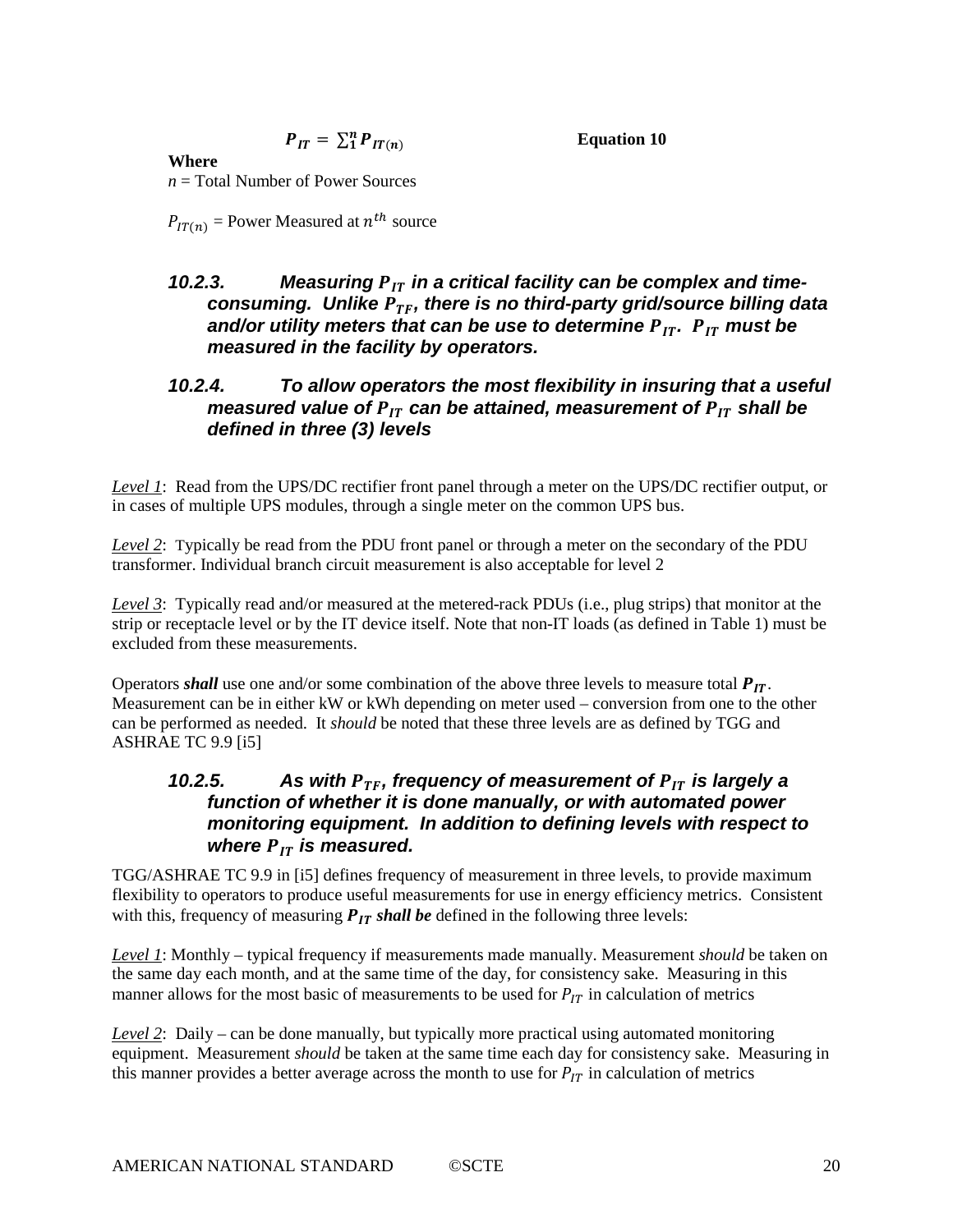$$P_{IT} = \sum_1^n P_{IT(n)} \qquad \textbf{Equation 10}$$

**Where**

$n$ = Total Number of Power Sources

$P_{IT(n)}$ = Power Measured at $n^{th}$ source

### *10.2.3. Measuring $P_{IT}$ in a critical facility can be complex and time-consuming. Unlike $P_{TF}$, there is no third-party grid/source billing data and/or utility meters that can be use to determine $P_{IT}$. $P_{IT}$ must be measured in the facility by operators.*

### *10.2.4. To allow operators the most flexibility in insuring that a useful measured value of $P_{IT}$ can be attained, measurement of $P_{IT}$ shall be defined in three (3) levels*

*Level 1*: Read from the UPS/DC rectifier front panel through a meter on the UPS/DC rectifier output, or in cases of multiple UPS modules, through a single meter on the common UPS bus.

*Level 2*: Typically be read from the PDU front panel or through a meter on the secondary of the PDU transformer. Individual branch circuit measurement is also acceptable for level 2

*Level 3*: Typically read and/or measured at the metered-rack PDUs (i.e., plug strips) that monitor at the strip or receptacle level or by the IT device itself. Note that non-IT loads (as defined in Table 1) must be excluded from these measurements.

Operators ***shall*** use one and/or some combination of the above three levels to measure total $\boldsymbol{P_{IT}}$. Measurement can be in either kW or kWh depending on meter used – conversion from one to the other can be performed as needed. It *should* be noted that these three levels are as defined by TGG and ASHRAE TC 9.9 [i5]

### *10.2.5. As with $P_{TF}$, frequency of measurement of $P_{IT}$ is largely a function of whether it is done manually, or with automated power monitoring equipment. In addition to defining levels with respect to where $P_{IT}$ is measured.*

TGG/ASHRAE TC 9.9 in [i5] defines frequency of measurement in three levels, to provide maximum flexibility to operators to produce useful measurements for use in energy efficiency metrics. Consistent with this, frequency of measuring $\boldsymbol{P_{IT}}$ ***shall be*** defined in the following three levels:

*Level 1*: Monthly – typical frequency if measurements made manually. Measurement *should* be taken on the same day each month, and at the same time of the day, for consistency sake. Measuring in this manner allows for the most basic of measurements to be used for $P_{IT}$ in calculation of metrics

*Level 2*: Daily – can be done manually, but typically more practical using automated monitoring equipment. Measurement *should* be taken at the same time each day for consistency sake. Measuring in this manner provides a better average across the month to use for $P_{IT}$ in calculation of metrics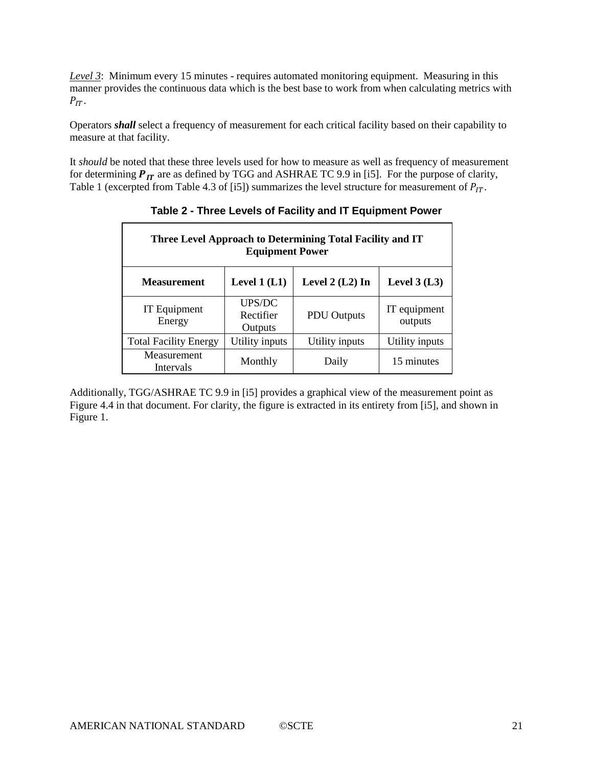*Level 3*: Minimum every 15 minutes - requires automated monitoring equipment. Measuring in this manner provides the continuous data which is the best base to work from when calculating metrics with $P_{IT}$.

Operators ***shall*** select a frequency of measurement for each critical facility based on their capability to measure at that facility.

It *should* be noted that these three levels used for how to measure as well as frequency of measurement for determining $\boldsymbol{P_{IT}}$ are as defined by TGG and ASHRAE TC 9.9 in [i5]. For the purpose of clarity, Table 1 (excerpted from Table 4.3 of [i5]) summarizes the level structure for measurement of $P_{IT}$.

**Table 2 - Three Levels of Facility and IT Equipment Power**

| **Three Level Approach to Determining Total Facility and IT Equipment Power** | | | |
|---|---|---|---|
| **Measurement** | **Level 1 (L1)** | **Level 2 (L2) In** | **Level 3 (L3)** |
| IT Equipment Energy | UPS/DC Rectifier Outputs | PDU Outputs | IT equipment outputs |
| Total Facility Energy | Utility inputs | Utility inputs | Utility inputs |
| Measurement Intervals | Monthly | Daily | 15 minutes |

Additionally, TGG/ASHRAE TC 9.9 in [i5] provides a graphical view of the measurement point as Figure 4.4 in that document. For clarity, the figure is extracted in its entirety from [i5], and shown in Figure 1.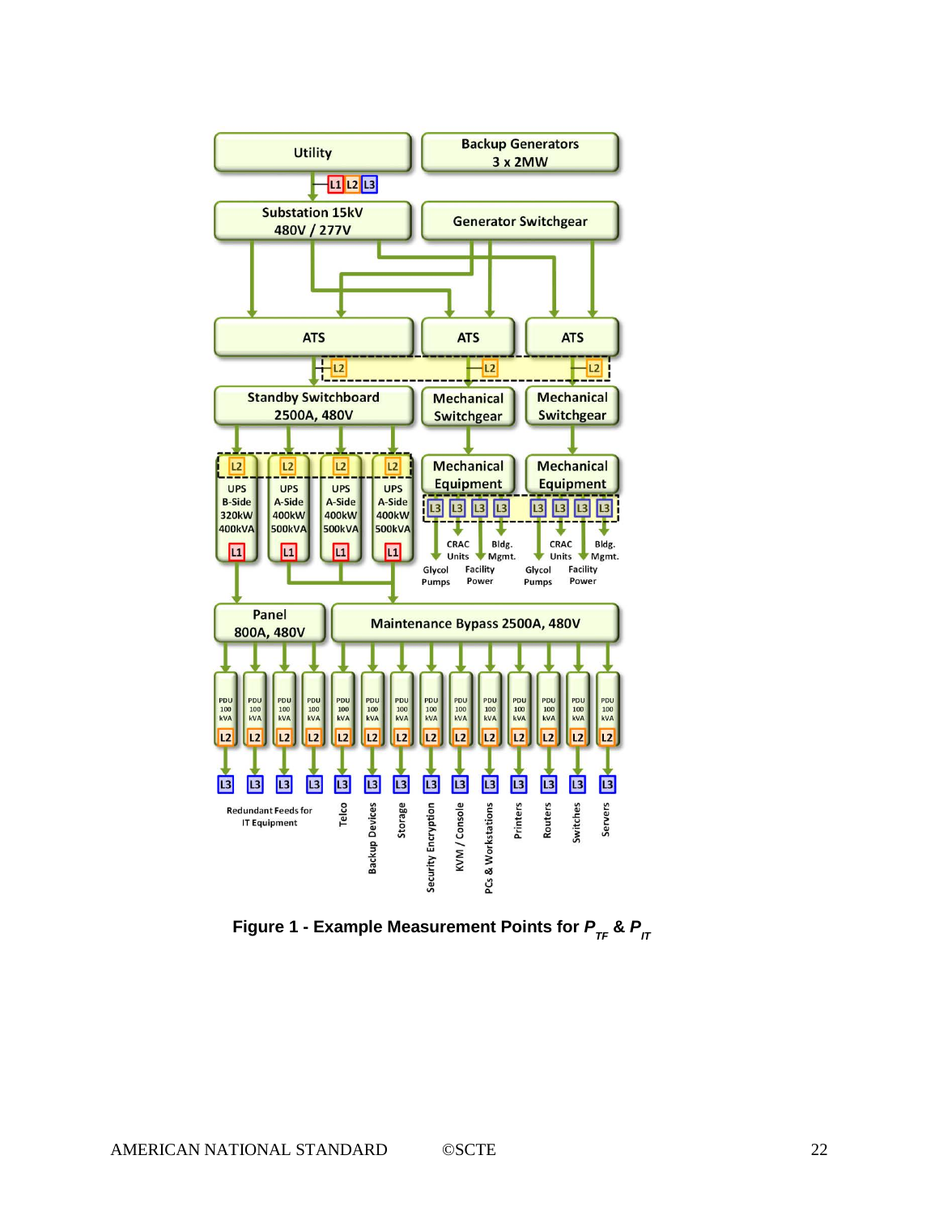**Figure 1 - Example Measurement Points for $P_{TF}$ & $P_{IT}$**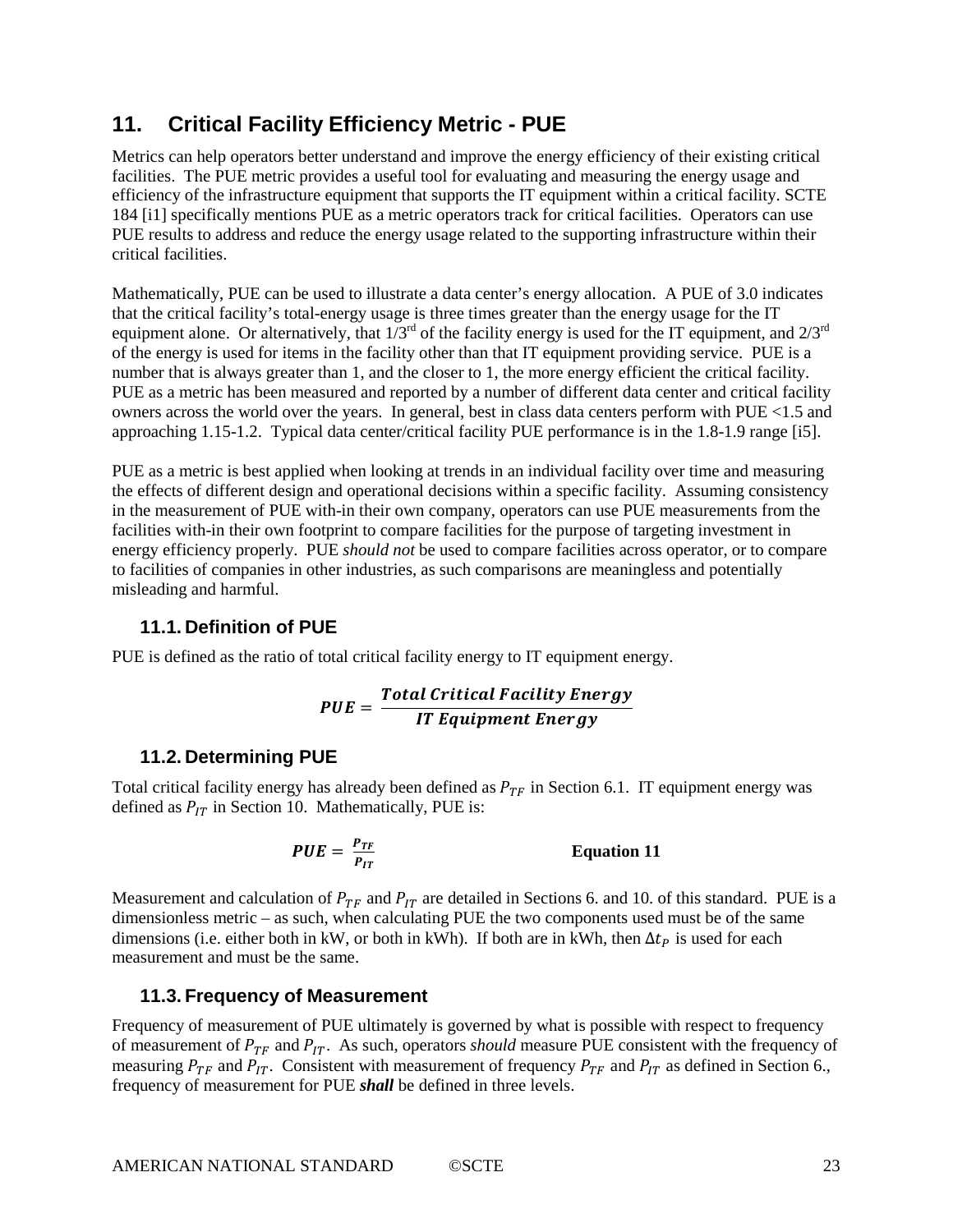## 11. Critical Facility Efficiency Metric - PUE

Metrics can help operators better understand and improve the energy efficiency of their existing critical facilities. The PUE metric provides a useful tool for evaluating and measuring the energy usage and efficiency of the infrastructure equipment that supports the IT equipment within a critical facility. SCTE 184 [i1] specifically mentions PUE as a metric operators track for critical facilities. Operators can use PUE results to address and reduce the energy usage related to the supporting infrastructure within their critical facilities.

Mathematically, PUE can be used to illustrate a data center's energy allocation. A PUE of 3.0 indicates that the critical facility's total-energy usage is three times greater than the energy usage for the IT equipment alone. Or alternatively, that 1/3rd of the facility energy is used for the IT equipment, and 2/3rd of the energy is used for items in the facility other than that IT equipment providing service. PUE is a number that is always greater than 1, and the closer to 1, the more energy efficient the critical facility. PUE as a metric has been measured and reported by a number of different data center and critical facility owners across the world over the years. In general, best in class data centers perform with PUE <1.5 and approaching 1.15-1.2. Typical data center/critical facility PUE performance is in the 1.8-1.9 range [i5].

PUE as a metric is best applied when looking at trends in an individual facility over time and measuring the effects of different design and operational decisions within a specific facility. Assuming consistency in the measurement of PUE with-in their own company, operators can use PUE measurements from the facilities with-in their own footprint to compare facilities for the purpose of targeting investment in energy efficiency properly. PUE *should not* be used to compare facilities across operator, or to compare to facilities of companies in other industries, as such comparisons are meaningless and potentially misleading and harmful.

### 11.1. Definition of PUE

PUE is defined as the ratio of total critical facility energy to IT equipment energy.

$$\boldsymbol{PUE = \frac{Total\ Critical\ Facility\ Energy}{IT\ Equipment\ Energy}}$$

### 11.2. Determining PUE

Total critical facility energy has already been defined as $P_{TF}$ in Section 6.1. IT equipment energy was defined as $P_{IT}$ in Section 10. Mathematically, PUE is:

$$\boldsymbol{PUE = \frac{P_{TF}}{P_{IT}}} \qquad \textbf{Equation 11}$$

Measurement and calculation of $P_{TF}$ and $P_{IT}$ are detailed in Sections 6. and 10. of this standard. PUE is a dimensionless metric – as such, when calculating PUE the two components used must be of the same dimensions (i.e. either both in kW, or both in kWh). If both are in kWh, then $\Delta t_P$ is used for each measurement and must be the same.

### 11.3. Frequency of Measurement

Frequency of measurement of PUE ultimately is governed by what is possible with respect to frequency of measurement of $P_{TF}$ and $P_{IT}$. As such, operators *should* measure PUE consistent with the frequency of measuring $P_{TF}$ and $P_{IT}$. Consistent with measurement of frequency $P_{TF}$ and $P_{IT}$ as defined in Section 6., frequency of measurement for PUE ***shall*** be defined in three levels.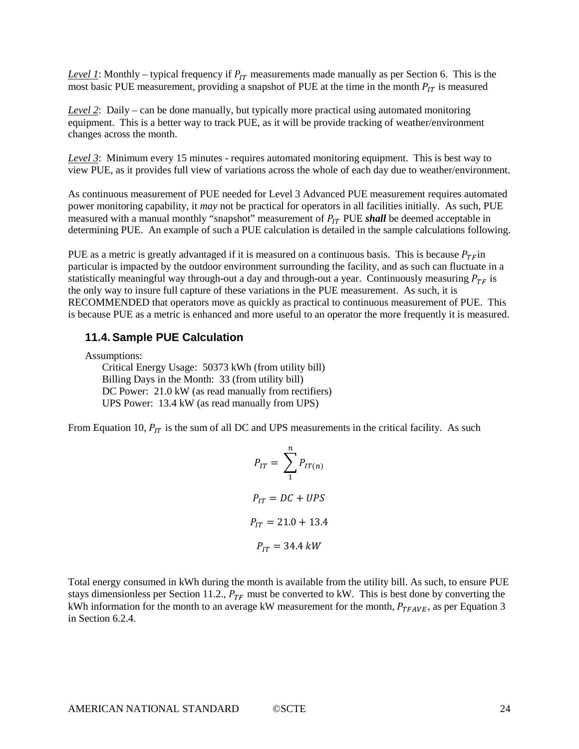*Level 1*: Monthly – typical frequency if $P_{IT}$ measurements made manually as per Section 6. This is the most basic PUE measurement, providing a snapshot of PUE at the time in the month $P_{IT}$ is measured

*Level 2*: Daily – can be done manually, but typically more practical using automated monitoring equipment. This is a better way to track PUE, as it will be provide tracking of weather/environment changes across the month.

*Level 3*: Minimum every 15 minutes - requires automated monitoring equipment. This is best way to view PUE, as it provides full view of variations across the whole of each day due to weather/environment.

As continuous measurement of PUE needed for Level 3 Advanced PUE measurement requires automated power monitoring capability, it *may* not be practical for operators in all facilities initially. As such, PUE measured with a manual monthly "snapshot" measurement of $P_{IT}$ PUE ***shall*** be deemed acceptable in determining PUE. An example of such a PUE calculation is detailed in the sample calculations following.

PUE as a metric is greatly advantaged if it is measured on a continuous basis. This is because $P_{TF}$ in particular is impacted by the outdoor environment surrounding the facility, and as such can fluctuate in a statistically meaningful way through-out a day and through-out a year. Continuously measuring $P_{TF}$ is the only way to insure full capture of these variations in the PUE measurement. As such, it is RECOMMENDED that operators move as quickly as practical to continuous measurement of PUE. This is because PUE as a metric is enhanced and more useful to an operator the more frequently it is measured.

## 11.4. Sample PUE Calculation

Assumptions:

Critical Energy Usage: 50373 kWh (from utility bill)
Billing Days in the Month: 33 (from utility bill)
DC Power: 21.0 kW (as read manually from rectifiers)
UPS Power: 13.4 kW (as read manually from UPS)

From Equation 10, $P_{IT}$ is the sum of all DC and UPS measurements in the critical facility. As such

$$P_{IT} = \sum_{1}^{n} P_{IT(n)}$$

$$P_{IT} = DC + UPS$$

$$P_{IT} = 21.0 + 13.4$$

$$P_{IT} = 34.4\ kW$$

Total energy consumed in kWh during the month is available from the utility bill. As such, to ensure PUE stays dimensionless per Section 11.2., $P_{TF}$ must be converted to kW. This is best done by converting the kWh information for the month to an average kW measurement for the month, $P_{TFAVE}$, as per Equation 3 in Section 6.2.4.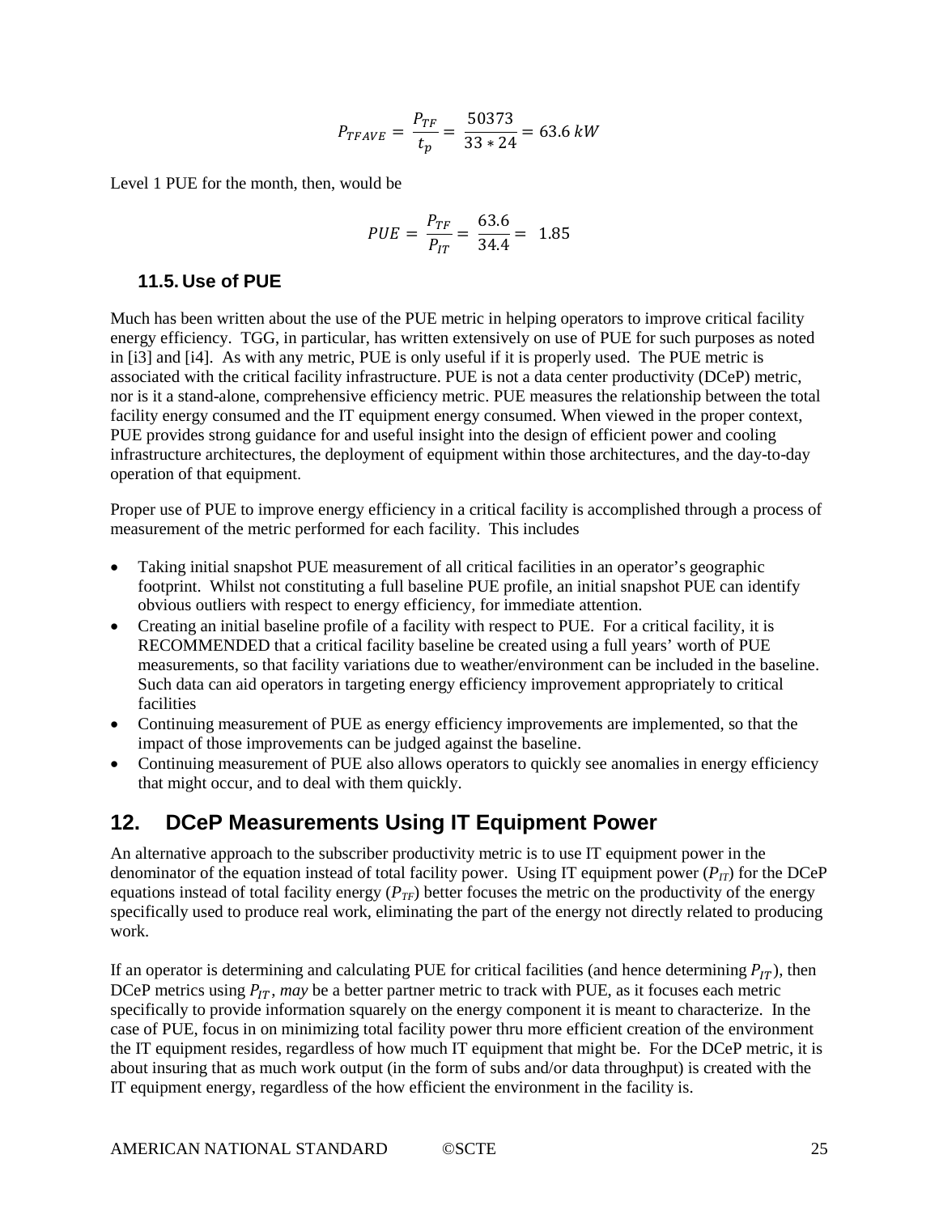$$P_{TFAVE} = \frac{P_{TF}}{t_p} = \frac{50373}{33 * 24} = 63.6\ kW$$

Level 1 PUE for the month, then, would be

$$PUE = \frac{P_{TF}}{P_{IT}} = \frac{63.6}{34.4} = 1.85$$

### 11.5. Use of PUE

Much has been written about the use of the PUE metric in helping operators to improve critical facility energy efficiency. TGG, in particular, has written extensively on use of PUE for such purposes as noted in [i3] and [i4]. As with any metric, PUE is only useful if it is properly used. The PUE metric is associated with the critical facility infrastructure. PUE is not a data center productivity (DCeP) metric, nor is it a stand-alone, comprehensive efficiency metric. PUE measures the relationship between the total facility energy consumed and the IT equipment energy consumed. When viewed in the proper context, PUE provides strong guidance for and useful insight into the design of efficient power and cooling infrastructure architectures, the deployment of equipment within those architectures, and the day-to-day operation of that equipment.

Proper use of PUE to improve energy efficiency in a critical facility is accomplished through a process of measurement of the metric performed for each facility. This includes

- Taking initial snapshot PUE measurement of all critical facilities in an operator's geographic footprint. Whilst not constituting a full baseline PUE profile, an initial snapshot PUE can identify obvious outliers with respect to energy efficiency, for immediate attention.
- Creating an initial baseline profile of a facility with respect to PUE. For a critical facility, it is RECOMMENDED that a critical facility baseline be created using a full years' worth of PUE measurements, so that facility variations due to weather/environment can be included in the baseline. Such data can aid operators in targeting energy efficiency improvement appropriately to critical facilities
- Continuing measurement of PUE as energy efficiency improvements are implemented, so that the impact of those improvements can be judged against the baseline.
- Continuing measurement of PUE also allows operators to quickly see anomalies in energy efficiency that might occur, and to deal with them quickly.

## 12. DCeP Measurements Using IT Equipment Power

An alternative approach to the subscriber productivity metric is to use IT equipment power in the denominator of the equation instead of total facility power. Using IT equipment power ($P_{IT}$) for the DCeP equations instead of total facility energy ($P_{TF}$) better focuses the metric on the productivity of the energy specifically used to produce real work, eliminating the part of the energy not directly related to producing work.

If an operator is determining and calculating PUE for critical facilities (and hence determining $P_{IT}$), then DCeP metrics using $P_{IT}$, *may* be a better partner metric to track with PUE, as it focuses each metric specifically to provide information squarely on the energy component it is meant to characterize. In the case of PUE, focus in on minimizing total facility power thru more efficient creation of the environment the IT equipment resides, regardless of how much IT equipment that might be. For the DCeP metric, it is about insuring that as much work output (in the form of subs and/or data throughput) is created with the IT equipment energy, regardless of the how efficient the environment in the facility is.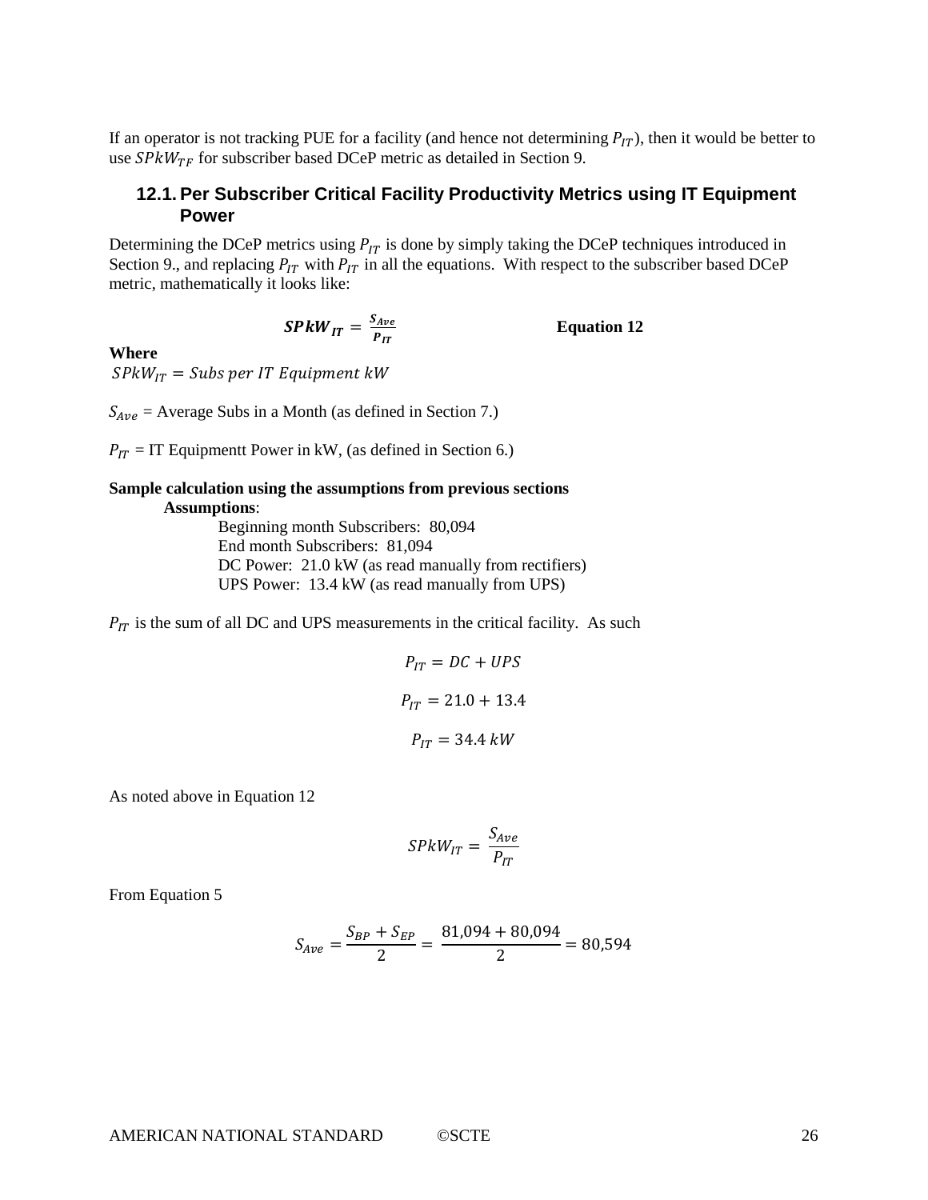If an operator is not tracking PUE for a facility (and hence not determining $P_{IT}$), then it would be better to use $SPkW_{TF}$ for subscriber based DCeP metric as detailed in Section 9.

### 12.1. Per Subscriber Critical Facility Productivity Metrics using IT Equipment Power

Determining the DCeP metrics using $P_{IT}$ is done by simply taking the DCeP techniques introduced in Section 9., and replacing $P_{IT}$ with $P_{IT}$ in all the equations. With respect to the subscriber based DCeP metric, mathematically it looks like:

$$\boldsymbol{SPkW_{IT} = \frac{S_{Ave}}{P_{IT}}} \qquad \textbf{Equation 12}$$

**Where**

$SPkW_{IT} = Subs\ per\ IT\ Equipment\ kW$

$S_{Ave}$ = Average Subs in a Month (as defined in Section 7.)

$P_{IT}$ = IT Equipmentt Power in kW, (as defined in Section 6.)

**Sample calculation using the assumptions from previous sections**

**Assumptions**:

Beginning month Subscribers: 80,094
End month Subscribers: 81,094
DC Power: 21.0 kW (as read manually from rectifiers)
UPS Power: 13.4 kW (as read manually from UPS)

$P_{IT}$ is the sum of all DC and UPS measurements in the critical facility. As such

$$P_{IT} = DC + UPS$$

$$P_{IT} = 21.0 + 13.4$$

$$P_{IT} = 34.4\ kW$$

As noted above in Equation 12

$$SPkW_{IT} = \frac{S_{Ave}}{P_{IT}}$$

From Equation 5

$$S_{Ave} = \frac{S_{BP} + S_{EP}}{2} = \frac{81{,}094 + 80{,}094}{2} = 80{,}594$$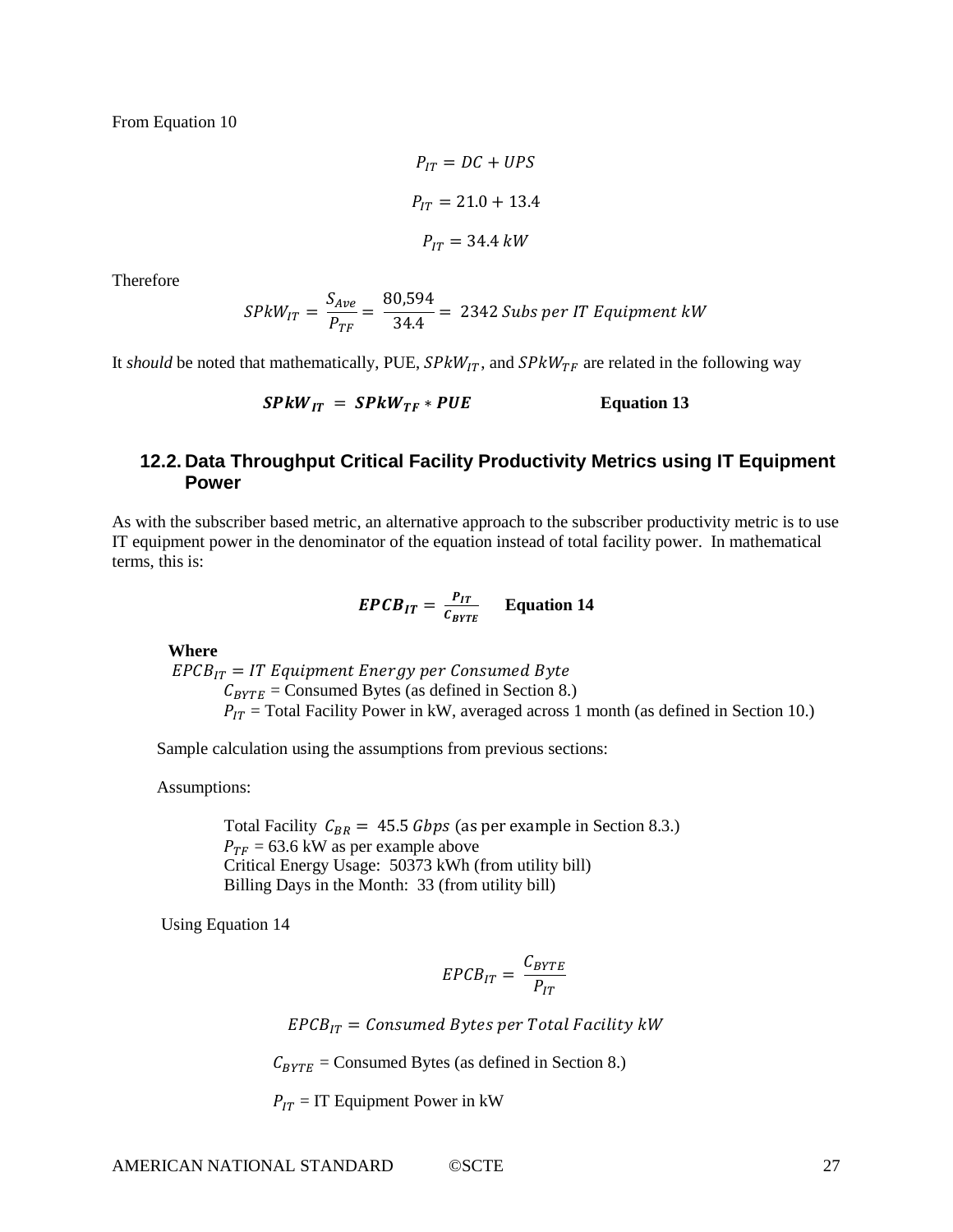From Equation 10

$$P_{IT} = DC + UPS$$

$$P_{IT} = 21.0 + 13.4$$

$$P_{IT} = 34.4\ kW$$

Therefore

$$SPkW_{IT} = \frac{S_{Ave}}{P_{TF}} = \frac{80{,}594}{34.4} = 2342\ Subs\ per\ IT\ Equipment\ kW$$

It *should* be noted that mathematically, PUE, $SPkW_{IT}$, and $SPkW_{TF}$ are related in the following way

$$\boldsymbol{SPkW_{IT} = SPkW_{TF} * PUE} \qquad \textbf{Equation 13}$$

## 12.2. Data Throughput Critical Facility Productivity Metrics using IT Equipment Power

As with the subscriber based metric, an alternative approach to the subscriber productivity metric is to use IT equipment power in the denominator of the equation instead of total facility power. In mathematical terms, this is:

$$\boldsymbol{EPCB_{IT} = \frac{P_{IT}}{C_{BYTE}}} \qquad \textbf{Equation 14}$$

**Where**

$EPCB_{IT} = IT\ Equipment\ Energy\ per\ Consumed\ Byte$

$C_{BYTE}$ = Consumed Bytes (as defined in Section 8.)

$P_{IT}$ = Total Facility Power in kW, averaged across 1 month (as defined in Section 10.)

Sample calculation using the assumptions from previous sections:

Assumptions:

Total Facility $C_{BR} = 45.5\ Gbps$ (as per example in Section 8.3.)
$P_{TF}$ = 63.6 kW as per example above
Critical Energy Usage: 50373 kWh (from utility bill)
Billing Days in the Month: 33 (from utility bill)

Using Equation 14

$$EPCB_{IT} = \frac{C_{BYTE}}{P_{IT}}$$

$$EPCB_{IT} = Consumed\ Bytes\ per\ Total\ Facility\ kW$$

$C_{BYTE}$ = Consumed Bytes (as defined in Section 8.)

$P_{IT}$ = IT Equipment Power in kW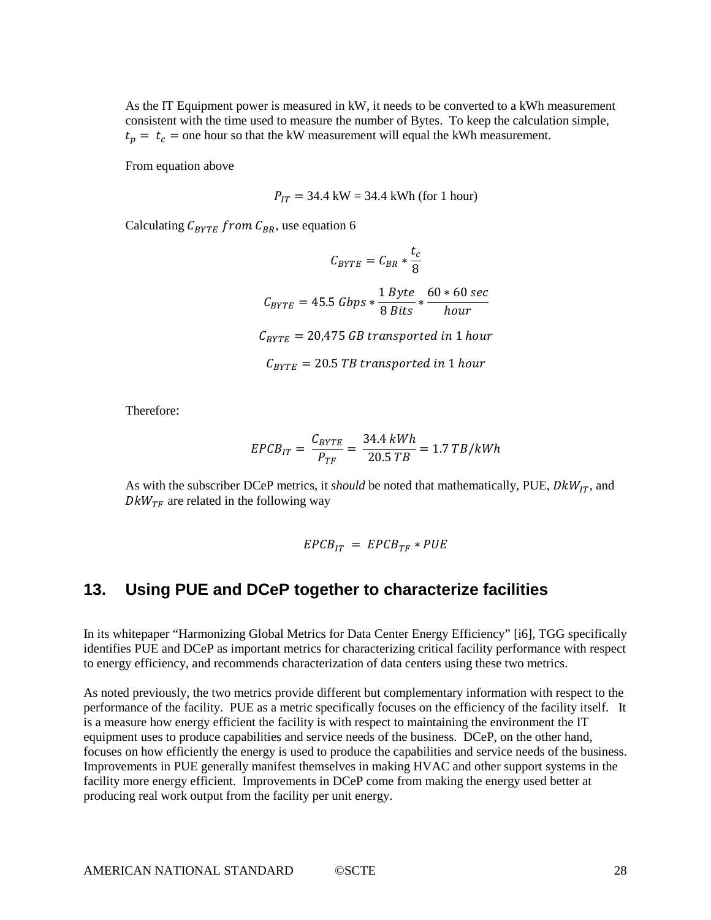As the IT Equipment power is measured in kW, it needs to be converted to a kWh measurement consistent with the time used to measure the number of Bytes. To keep the calculation simple, $t_p = t_c =$ one hour so that the kW measurement will equal the kWh measurement.

From equation above

$$P_{IT} = 34.4 \text{ kW} = 34.4 \text{ kWh (for 1 hour)}$$

Calculating $C_{BYTE}\ from\ C_{BR}$, use equation 6

$$C_{BYTE} = C_{BR} * \frac{t_c}{8}$$

$$C_{BYTE} = 45.5\ Gbps * \frac{1\ Byte}{8\ Bits} * \frac{60 * 60\ sec}{hour}$$

$$C_{BYTE} = 20{,}475\ GB\ transported\ in\ 1\ hour$$

$$C_{BYTE} = 20.5\ TB\ transported\ in\ 1\ hour$$

Therefore:

$$EPCB_{IT} = \frac{C_{BYTE}}{P_{TF}} = \frac{34.4\ kWh}{20.5\ TB} = 1.7\ TB/kWh$$

As with the subscriber DCeP metrics, it *should* be noted that mathematically, PUE, $DkW_{IT}$, and $DkW_{TF}$ are related in the following way

$$EPCB_{IT} = EPCB_{TF} * PUE$$

## 13. Using PUE and DCeP together to characterize facilities

In its whitepaper "Harmonizing Global Metrics for Data Center Energy Efficiency" [i6], TGG specifically identifies PUE and DCeP as important metrics for characterizing critical facility performance with respect to energy efficiency, and recommends characterization of data centers using these two metrics.

As noted previously, the two metrics provide different but complementary information with respect to the performance of the facility. PUE as a metric specifically focuses on the efficiency of the facility itself. It is a measure how energy efficient the facility is with respect to maintaining the environment the IT equipment uses to produce capabilities and service needs of the business. DCeP, on the other hand, focuses on how efficiently the energy is used to produce the capabilities and service needs of the business. Improvements in PUE generally manifest themselves in making HVAC and other support systems in the facility more energy efficient. Improvements in DCeP come from making the energy used better at producing real work output from the facility per unit energy.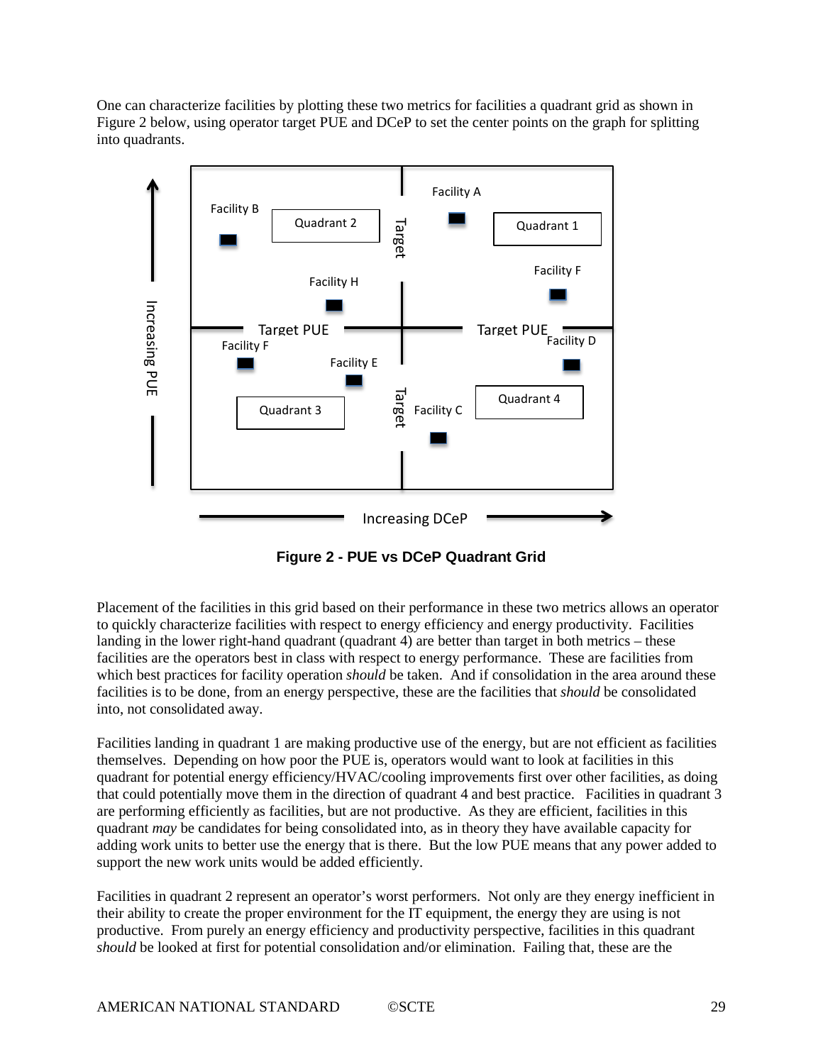One can characterize facilities by plotting these two metrics for facilities a quadrant grid as shown in Figure 2 below, using operator target PUE and DCeP to set the center points on the graph for splitting into quadrants.

**Figure 2 - PUE vs DCeP Quadrant Grid**

Placement of the facilities in this grid based on their performance in these two metrics allows an operator to quickly characterize facilities with respect to energy efficiency and energy productivity. Facilities landing in the lower right-hand quadrant (quadrant 4) are better than target in both metrics – these facilities are the operators best in class with respect to energy performance. These are facilities from which best practices for facility operation *should* be taken. And if consolidation in the area around these facilities is to be done, from an energy perspective, these are the facilities that *should* be consolidated into, not consolidated away.

Facilities landing in quadrant 1 are making productive use of the energy, but are not efficient as facilities themselves. Depending on how poor the PUE is, operators would want to look at facilities in this quadrant for potential energy efficiency/HVAC/cooling improvements first over other facilities, as doing that could potentially move them in the direction of quadrant 4 and best practice. Facilities in quadrant 3 are performing efficiently as facilities, but are not productive. As they are efficient, facilities in this quadrant *may* be candidates for being consolidated into, as in theory they have available capacity for adding work units to better use the energy that is there. But the low PUE means that any power added to support the new work units would be added efficiently.

Facilities in quadrant 2 represent an operator's worst performers. Not only are they energy inefficient in their ability to create the proper environment for the IT equipment, the energy they are using is not productive. From purely an energy efficiency and productivity perspective, facilities in this quadrant *should* be looked at first for potential consolidation and/or elimination. Failing that, these are the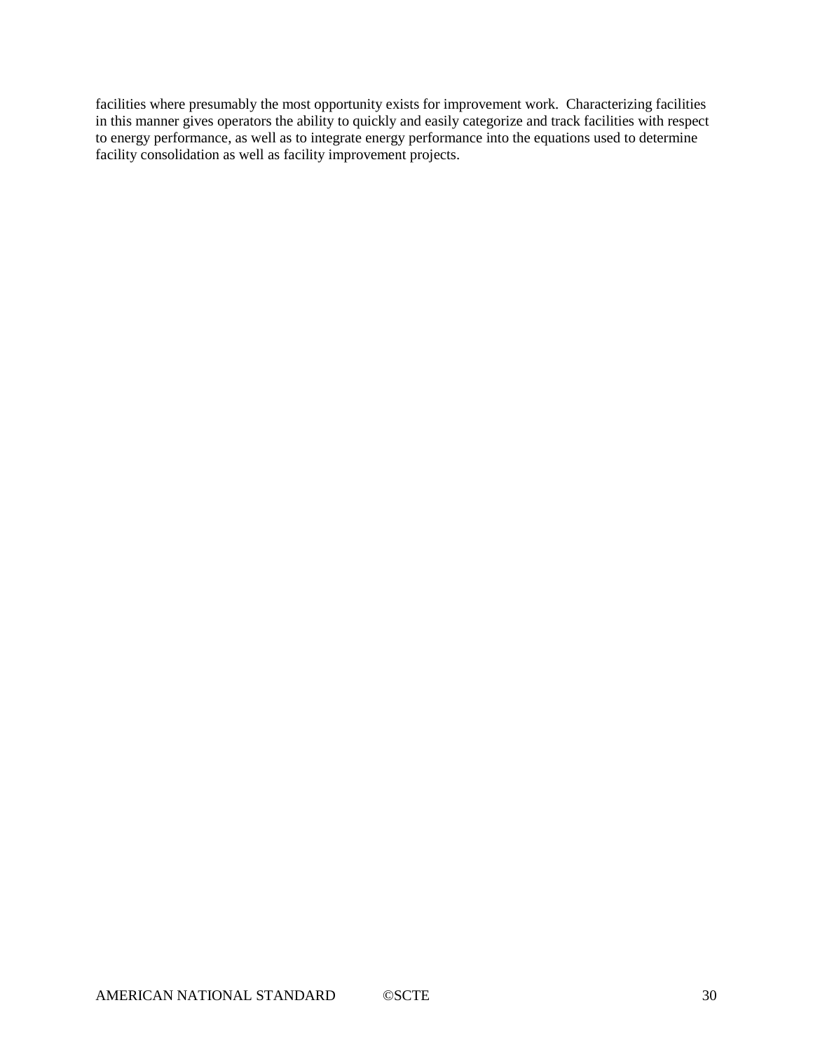facilities where presumably the most opportunity exists for improvement work. Characterizing facilities in this manner gives operators the ability to quickly and easily categorize and track facilities with respect to energy performance, as well as to integrate energy performance into the equations used to determine facility consolidation as well as facility improvement projects.